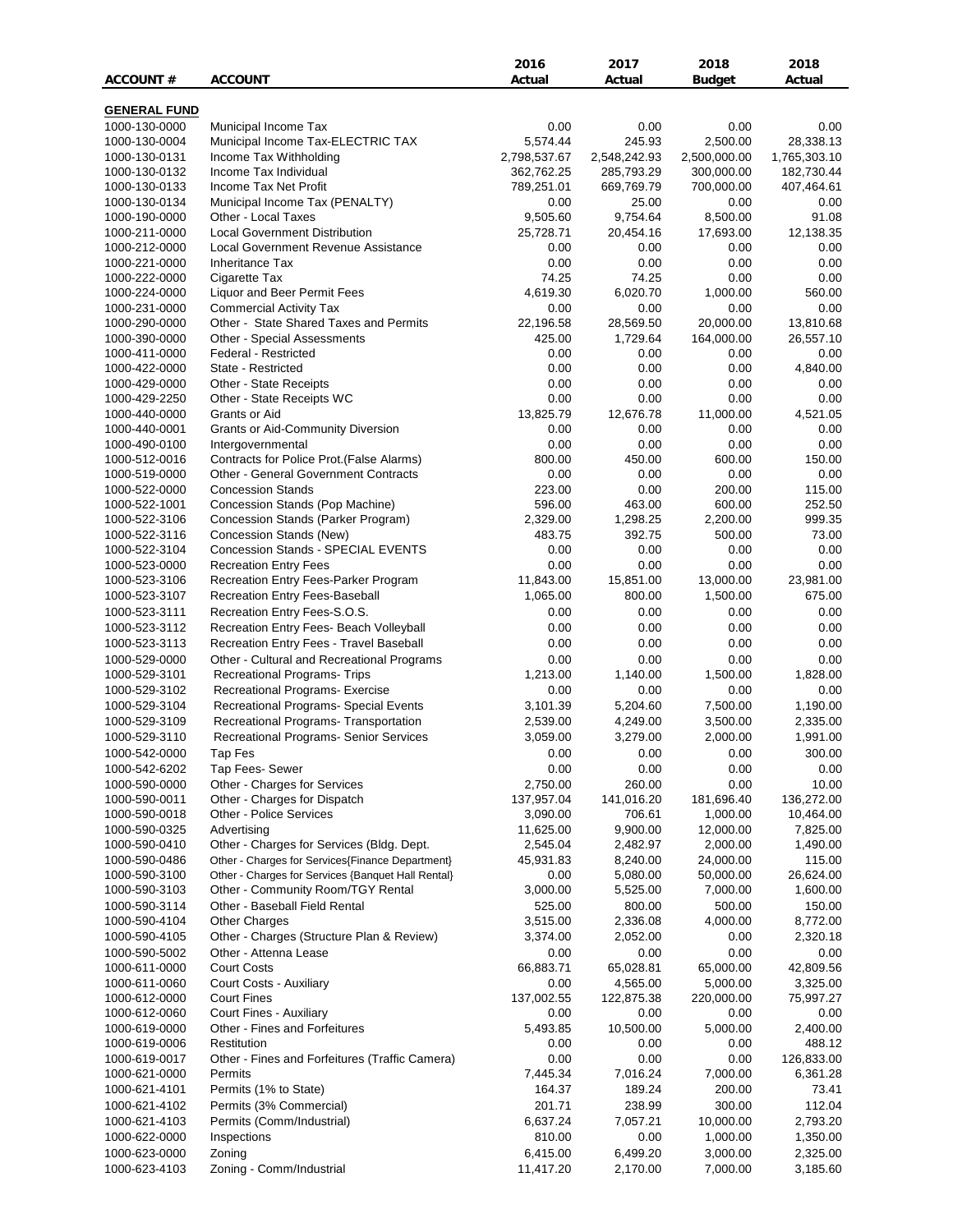| ACCOUNT # | ACCOUNT | 2016 Actual | 2017 Actual | 2018 Budget | 2018 Actual |
|---|---|---|---|---|---|
| **GENERAL FUND** | | | | | |
| 1000-130-0000 | Municipal Income Tax | 0.00 | 0.00 | 0.00 | 0.00 |
| 1000-130-0004 | Municipal Income Tax-ELECTRIC TAX | 5,574.44 | 245.93 | 2,500.00 | 28,338.13 |
| 1000-130-0131 | Income Tax Withholding | 2,798,537.67 | 2,548,242.93 | 2,500,000.00 | 1,765,303.10 |
| 1000-130-0132 | Income Tax Individual | 362,762.25 | 285,793.29 | 300,000.00 | 182,730.44 |
| 1000-130-0133 | Income Tax Net Profit | 789,251.01 | 669,769.79 | 700,000.00 | 407,464.61 |
| 1000-130-0134 | Municipal Income Tax (PENALTY) | 0.00 | 25.00 | 0.00 | 0.00 |
| 1000-190-0000 | Other - Local Taxes | 9,505.60 | 9,754.64 | 8,500.00 | 91.08 |
| 1000-211-0000 | Local Government Distribution | 25,728.71 | 20,454.16 | 17,693.00 | 12,138.35 |
| 1000-212-0000 | Local Government Revenue Assistance | 0.00 | 0.00 | 0.00 | 0.00 |
| 1000-221-0000 | Inheritance Tax | 0.00 | 0.00 | 0.00 | 0.00 |
| 1000-222-0000 | Cigarette Tax | 74.25 | 74.25 | 0.00 | 0.00 |
| 1000-224-0000 | Liquor and Beer Permit Fees | 4,619.30 | 6,020.70 | 1,000.00 | 560.00 |
| 1000-231-0000 | Commercial Activity Tax | 0.00 | 0.00 | 0.00 | 0.00 |
| 1000-290-0000 | Other - State Shared Taxes and Permits | 22,196.58 | 28,569.50 | 20,000.00 | 13,810.68 |
| 1000-390-0000 | Other - Special Assessments | 425.00 | 1,729.64 | 164,000.00 | 26,557.10 |
| 1000-411-0000 | Federal - Restricted | 0.00 | 0.00 | 0.00 | 0.00 |
| 1000-422-0000 | State - Restricted | 0.00 | 0.00 | 0.00 | 4,840.00 |
| 1000-429-0000 | Other - State Receipts | 0.00 | 0.00 | 0.00 | 0.00 |
| 1000-429-2250 | Other - State Receipts WC | 0.00 | 0.00 | 0.00 | 0.00 |
| 1000-440-0000 | Grants or Aid | 13,825.79 | 12,676.78 | 11,000.00 | 4,521.05 |
| 1000-440-0001 | Grants or Aid-Community Diversion | 0.00 | 0.00 | 0.00 | 0.00 |
| 1000-490-0100 | Intergovernmental | 0.00 | 0.00 | 0.00 | 0.00 |
| 1000-512-0016 | Contracts for Police Prot.(False Alarms) | 800.00 | 450.00 | 600.00 | 150.00 |
| 1000-519-0000 | Other - General Government Contracts | 0.00 | 0.00 | 0.00 | 0.00 |
| 1000-522-0000 | Concession Stands | 223.00 | 0.00 | 200.00 | 115.00 |
| 1000-522-1001 | Concession Stands (Pop Machine) | 596.00 | 463.00 | 600.00 | 252.50 |
| 1000-522-3106 | Concession Stands (Parker Program) | 2,329.00 | 1,298.25 | 2,200.00 | 999.35 |
| 1000-522-3116 | Concession Stands (New) | 483.75 | 392.75 | 500.00 | 73.00 |
| 1000-522-3104 | Concession Stands - SPECIAL EVENTS | 0.00 | 0.00 | 0.00 | 0.00 |
| 1000-523-0000 | Recreation Entry Fees | 0.00 | 0.00 | 0.00 | 0.00 |
| 1000-523-3106 | Recreation Entry Fees-Parker Program | 11,843.00 | 15,851.00 | 13,000.00 | 23,981.00 |
| 1000-523-3107 | Recreation Entry Fees-Baseball | 1,065.00 | 800.00 | 1,500.00 | 675.00 |
| 1000-523-3111 | Recreation Entry Fees-S.O.S. | 0.00 | 0.00 | 0.00 | 0.00 |
| 1000-523-3112 | Recreation Entry Fees- Beach Volleyball | 0.00 | 0.00 | 0.00 | 0.00 |
| 1000-523-3113 | Recreation Entry Fees - Travel Baseball | 0.00 | 0.00 | 0.00 | 0.00 |
| 1000-529-0000 | Other - Cultural and Recreational Programs | 0.00 | 0.00 | 0.00 | 0.00 |
| 1000-529-3101 | Recreational Programs- Trips | 1,213.00 | 1,140.00 | 1,500.00 | 1,828.00 |
| 1000-529-3102 | Recreational Programs- Exercise | 0.00 | 0.00 | 0.00 | 0.00 |
| 1000-529-3104 | Recreational Programs- Special Events | 3,101.39 | 5,204.60 | 7,500.00 | 1,190.00 |
| 1000-529-3109 | Recreational Programs- Transportation | 2,539.00 | 4,249.00 | 3,500.00 | 2,335.00 |
| 1000-529-3110 | Recreational Programs- Senior Services | 3,059.00 | 3,279.00 | 2,000.00 | 1,991.00 |
| 1000-542-0000 | Tap Fes | 0.00 | 0.00 | 0.00 | 300.00 |
| 1000-542-6202 | Tap Fees- Sewer | 0.00 | 0.00 | 0.00 | 0.00 |
| 1000-590-0000 | Other - Charges for Services | 2,750.00 | 260.00 | 0.00 | 10.00 |
| 1000-590-0011 | Other - Charges for Dispatch | 137,957.04 | 141,016.20 | 181,696.40 | 136,272.00 |
| 1000-590-0018 | Other - Police Services | 3,090.00 | 706.61 | 1,000.00 | 10,464.00 |
| 1000-590-0325 | Advertising | 11,625.00 | 9,900.00 | 12,000.00 | 7,825.00 |
| 1000-590-0410 | Other - Charges for Services (Bldg. Dept. | 2,545.04 | 2,482.97 | 2,000.00 | 1,490.00 |
| 1000-590-0486 | Other - Charges for Services{Finance Department} | 45,931.83 | 8,240.00 | 24,000.00 | 115.00 |
| 1000-590-3100 | Other - Charges for Services {Banquet Hall Rental} | 0.00 | 5,080.00 | 50,000.00 | 26,624.00 |
| 1000-590-3103 | Other - Community Room/TGY Rental | 3,000.00 | 5,525.00 | 7,000.00 | 1,600.00 |
| 1000-590-3114 | Other - Baseball Field Rental | 525.00 | 800.00 | 500.00 | 150.00 |
| 1000-590-4104 | Other Charges | 3,515.00 | 2,336.08 | 4,000.00 | 8,772.00 |
| 1000-590-4105 | Other - Charges (Structure Plan & Review) | 3,374.00 | 2,052.00 | 0.00 | 2,320.18 |
| 1000-590-5002 | Other - Attenna Lease | 0.00 | 0.00 | 0.00 | 0.00 |
| 1000-611-0000 | Court Costs | 66,883.71 | 65,028.81 | 65,000.00 | 42,809.56 |
| 1000-611-0060 | Court Costs - Auxiliary | 0.00 | 4,565.00 | 5,000.00 | 3,325.00 |
| 1000-612-0000 | Court Fines | 137,002.55 | 122,875.38 | 220,000.00 | 75,997.27 |
| 1000-612-0060 | Court Fines - Auxiliary | 0.00 | 0.00 | 0.00 | 0.00 |
| 1000-619-0000 | Other - Fines and Forfeitures | 5,493.85 | 10,500.00 | 5,000.00 | 2,400.00 |
| 1000-619-0006 | Restitution | 0.00 | 0.00 | 0.00 | 488.12 |
| 1000-619-0017 | Other - Fines and Forfeitures (Traffic Camera) | 0.00 | 0.00 | 0.00 | 126,833.00 |
| 1000-621-0000 | Permits | 7,445.34 | 7,016.24 | 7,000.00 | 6,361.28 |
| 1000-621-4101 | Permits (1% to State) | 164.37 | 189.24 | 200.00 | 73.41 |
| 1000-621-4102 | Permits (3% Commercial) | 201.71 | 238.99 | 300.00 | 112.04 |
| 1000-621-4103 | Permits (Comm/Industrial) | 6,637.24 | 7,057.21 | 10,000.00 | 2,793.20 |
| 1000-622-0000 | Inspections | 810.00 | 0.00 | 1,000.00 | 1,350.00 |
| 1000-623-0000 | Zoning | 6,415.00 | 6,499.20 | 3,000.00 | 2,325.00 |
| 1000-623-4103 | Zoning - Comm/Industrial | 11,417.20 | 2,170.00 | 7,000.00 | 3,185.60 |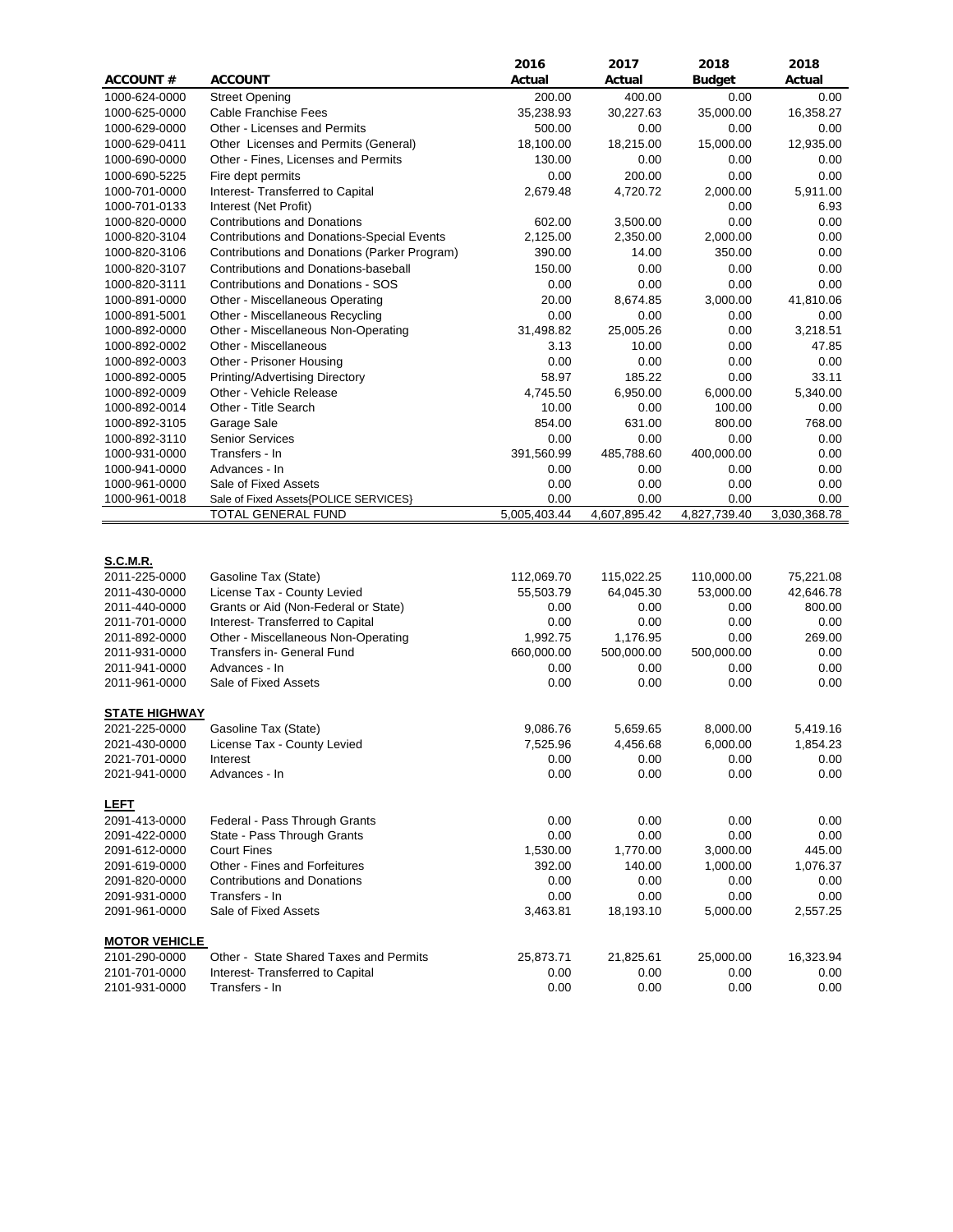| ACCOUNT # | ACCOUNT | 2016 Actual | 2017 Actual | 2018 Budget | 2018 Actual |
|---|---|---|---|---|---|
| 1000-624-0000 | Street Opening | 200.00 | 400.00 | 0.00 | 0.00 |
| 1000-625-0000 | Cable Franchise Fees | 35,238.93 | 30,227.63 | 35,000.00 | 16,358.27 |
| 1000-629-0000 | Other - Licenses and Permits | 500.00 | 0.00 | 0.00 | 0.00 |
| 1000-629-0411 | Other Licenses and Permits (General) | 18,100.00 | 18,215.00 | 15,000.00 | 12,935.00 |
| 1000-690-0000 | Other - Fines, Licenses and Permits | 130.00 | 0.00 | 0.00 | 0.00 |
| 1000-690-5225 | Fire dept permits | 0.00 | 200.00 | 0.00 | 0.00 |
| 1000-701-0000 | Interest- Transferred to Capital | 2,679.48 | 4,720.72 | 2,000.00 | 5,911.00 |
| 1000-701-0133 | Interest (Net Profit) | | | 0.00 | 6.93 |
| 1000-820-0000 | Contributions and Donations | 602.00 | 3,500.00 | 0.00 | 0.00 |
| 1000-820-3104 | Contributions and Donations-Special Events | 2,125.00 | 2,350.00 | 2,000.00 | 0.00 |
| 1000-820-3106 | Contributions and Donations (Parker Program) | 390.00 | 14.00 | 350.00 | 0.00 |
| 1000-820-3107 | Contributions and Donations-baseball | 150.00 | 0.00 | 0.00 | 0.00 |
| 1000-820-3111 | Contributions and Donations - SOS | 0.00 | 0.00 | 0.00 | 0.00 |
| 1000-891-0000 | Other - Miscellaneous Operating | 20.00 | 8,674.85 | 3,000.00 | 41,810.06 |
| 1000-891-5001 | Other - Miscellaneous Recycling | 0.00 | 0.00 | 0.00 | 0.00 |
| 1000-892-0000 | Other - Miscellaneous Non-Operating | 31,498.82 | 25,005.26 | 0.00 | 3,218.51 |
| 1000-892-0002 | Other - Miscellaneous | 3.13 | 10.00 | 0.00 | 47.85 |
| 1000-892-0003 | Other - Prisoner Housing | 0.00 | 0.00 | 0.00 | 0.00 |
| 1000-892-0005 | Printing/Advertising Directory | 58.97 | 185.22 | 0.00 | 33.11 |
| 1000-892-0009 | Other - Vehicle Release | 4,745.50 | 6,950.00 | 6,000.00 | 5,340.00 |
| 1000-892-0014 | Other - Title Search | 10.00 | 0.00 | 100.00 | 0.00 |
| 1000-892-3105 | Garage Sale | 854.00 | 631.00 | 800.00 | 768.00 |
| 1000-892-3110 | Senior Services | 0.00 | 0.00 | 0.00 | 0.00 |
| 1000-931-0000 | Transfers - In | 391,560.99 | 485,788.60 | 400,000.00 | 0.00 |
| 1000-941-0000 | Advances - In | 0.00 | 0.00 | 0.00 | 0.00 |
| 1000-961-0000 | Sale of Fixed Assets | 0.00 | 0.00 | 0.00 | 0.00 |
| 1000-961-0018 | Sale of Fixed Assets{POLICE SERVICES} | 0.00 | 0.00 | 0.00 | 0.00 |
| | TOTAL GENERAL FUND | 5,005,403.44 | 4,607,895.42 | 4,827,739.40 | 3,030,368.78 |
| | | | | | |
| **S.C.M.R.** | | | | | |
| 2011-225-0000 | Gasoline Tax (State) | 112,069.70 | 115,022.25 | 110,000.00 | 75,221.08 |
| 2011-430-0000 | License Tax - County Levied | 55,503.79 | 64,045.30 | 53,000.00 | 42,646.78 |
| 2011-440-0000 | Grants or Aid (Non-Federal or State) | 0.00 | 0.00 | 0.00 | 800.00 |
| 2011-701-0000 | Interest- Transferred to Capital | 0.00 | 0.00 | 0.00 | 0.00 |
| 2011-892-0000 | Other - Miscellaneous Non-Operating | 1,992.75 | 1,176.95 | 0.00 | 269.00 |
| 2011-931-0000 | Transfers in- General Fund | 660,000.00 | 500,000.00 | 500,000.00 | 0.00 |
| 2011-941-0000 | Advances - In | 0.00 | 0.00 | 0.00 | 0.00 |
| 2011-961-0000 | Sale of Fixed Assets | 0.00 | 0.00 | 0.00 | 0.00 |
| | | | | | |
| **STATE HIGHWAY** | | | | | |
| 2021-225-0000 | Gasoline Tax (State) | 9,086.76 | 5,659.65 | 8,000.00 | 5,419.16 |
| 2021-430-0000 | License Tax - County Levied | 7,525.96 | 4,456.68 | 6,000.00 | 1,854.23 |
| 2021-701-0000 | Interest | 0.00 | 0.00 | 0.00 | 0.00 |
| 2021-941-0000 | Advances - In | 0.00 | 0.00 | 0.00 | 0.00 |
| | | | | | |
| **LEFT** | | | | | |
| 2091-413-0000 | Federal - Pass Through Grants | 0.00 | 0.00 | 0.00 | 0.00 |
| 2091-422-0000 | State - Pass Through Grants | 0.00 | 0.00 | 0.00 | 0.00 |
| 2091-612-0000 | Court Fines | 1,530.00 | 1,770.00 | 3,000.00 | 445.00 |
| 2091-619-0000 | Other - Fines and Forfeitures | 392.00 | 140.00 | 1,000.00 | 1,076.37 |
| 2091-820-0000 | Contributions and Donations | 0.00 | 0.00 | 0.00 | 0.00 |
| 2091-931-0000 | Transfers - In | 0.00 | 0.00 | 0.00 | 0.00 |
| 2091-961-0000 | Sale of Fixed Assets | 3,463.81 | 18,193.10 | 5,000.00 | 2,557.25 |
| | | | | | |
| **MOTOR VEHICLE** | | | | | |
| 2101-290-0000 | Other - State Shared Taxes and Permits | 25,873.71 | 21,825.61 | 25,000.00 | 16,323.94 |
| 2101-701-0000 | Interest- Transferred to Capital | 0.00 | 0.00 | 0.00 | 0.00 |
| 2101-931-0000 | Transfers - In | 0.00 | 0.00 | 0.00 | 0.00 |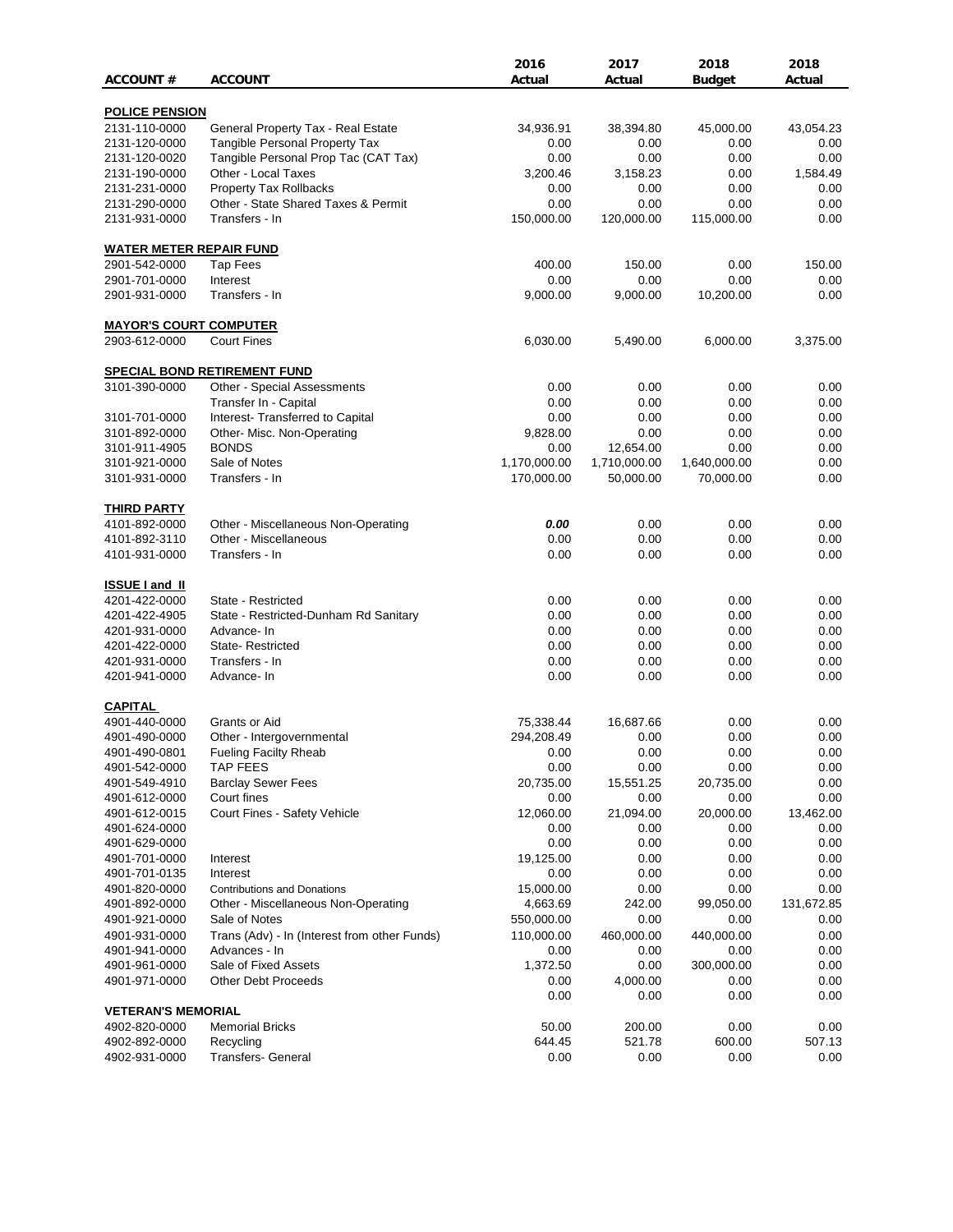| ACCOUNT # | ACCOUNT | 2016 Actual | 2017 Actual | 2018 Budget | 2018 Actual |
|---|---|---|---|---|---|
| **POLICE PENSION** | | | | | |
| 2131-110-0000 | General Property Tax - Real Estate | 34,936.91 | 38,394.80 | 45,000.00 | 43,054.23 |
| 2131-120-0000 | Tangible Personal Property Tax | 0.00 | 0.00 | 0.00 | 0.00 |
| 2131-120-0020 | Tangible Personal Prop Tac (CAT Tax) | 0.00 | 0.00 | 0.00 | 0.00 |
| 2131-190-0000 | Other - Local Taxes | 3,200.46 | 3,158.23 | 0.00 | 1,584.49 |
| 2131-231-0000 | Property Tax Rollbacks | 0.00 | 0.00 | 0.00 | 0.00 |
| 2131-290-0000 | Other - State Shared Taxes & Permit | 0.00 | 0.00 | 0.00 | 0.00 |
| 2131-931-0000 | Transfers - In | 150,000.00 | 120,000.00 | 115,000.00 | 0.00 |
| **WATER METER REPAIR FUND** | | | | | |
| 2901-542-0000 | Tap Fees | 400.00 | 150.00 | 0.00 | 150.00 |
| 2901-701-0000 | Interest | 0.00 | 0.00 | 0.00 | 0.00 |
| 2901-931-0000 | Transfers - In | 9,000.00 | 9,000.00 | 10,200.00 | 0.00 |
| **MAYOR'S COURT COMPUTER** | | | | | |
| 2903-612-0000 | Court Fines | 6,030.00 | 5,490.00 | 6,000.00 | 3,375.00 |
| **SPECIAL BOND RETIREMENT FUND** | | | | | |
| 3101-390-0000 | Other - Special Assessments | 0.00 | 0.00 | 0.00 | 0.00 |
| | Transfer In - Capital | 0.00 | 0.00 | 0.00 | 0.00 |
| 3101-701-0000 | Interest- Transferred to Capital | 0.00 | 0.00 | 0.00 | 0.00 |
| 3101-892-0000 | Other- Misc. Non-Operating | 9,828.00 | 0.00 | 0.00 | 0.00 |
| 3101-911-4905 | BONDS | 0.00 | 12,654.00 | 0.00 | 0.00 |
| 3101-921-0000 | Sale of Notes | 1,170,000.00 | 1,710,000.00 | 1,640,000.00 | 0.00 |
| 3101-931-0000 | Transfers - In | 170,000.00 | 50,000.00 | 70,000.00 | 0.00 |
| **THIRD PARTY** | | | | | |
| 4101-892-0000 | Other - Miscellaneous Non-Operating | ***0.00*** | 0.00 | 0.00 | 0.00 |
| 4101-892-3110 | Other - Miscellaneous | 0.00 | 0.00 | 0.00 | 0.00 |
| 4101-931-0000 | Transfers - In | 0.00 | 0.00 | 0.00 | 0.00 |
| **ISSUE I and II** | | | | | |
| 4201-422-0000 | State - Restricted | 0.00 | 0.00 | 0.00 | 0.00 |
| 4201-422-4905 | State - Restricted-Dunham Rd Sanitary | 0.00 | 0.00 | 0.00 | 0.00 |
| 4201-931-0000 | Advance- In | 0.00 | 0.00 | 0.00 | 0.00 |
| 4201-422-0000 | State- Restricted | 0.00 | 0.00 | 0.00 | 0.00 |
| 4201-931-0000 | Transfers - In | 0.00 | 0.00 | 0.00 | 0.00 |
| 4201-941-0000 | Advance- In | 0.00 | 0.00 | 0.00 | 0.00 |
| **CAPITAL** | | | | | |
| 4901-440-0000 | Grants or Aid | 75,338.44 | 16,687.66 | 0.00 | 0.00 |
| 4901-490-0000 | Other - Intergovernmental | 294,208.49 | 0.00 | 0.00 | 0.00 |
| 4901-490-0801 | Fueling Facilty Rheab | 0.00 | 0.00 | 0.00 | 0.00 |
| 4901-542-0000 | TAP FEES | 0.00 | 0.00 | 0.00 | 0.00 |
| 4901-549-4910 | Barclay Sewer Fees | 20,735.00 | 15,551.25 | 20,735.00 | 0.00 |
| 4901-612-0000 | Court fines | 0.00 | 0.00 | 0.00 | 0.00 |
| 4901-612-0015 | Court Fines - Safety Vehicle | 12,060.00 | 21,094.00 | 20,000.00 | 13,462.00 |
| 4901-624-0000 | | 0.00 | 0.00 | 0.00 | 0.00 |
| 4901-629-0000 | | 0.00 | 0.00 | 0.00 | 0.00 |
| 4901-701-0000 | Interest | 19,125.00 | 0.00 | 0.00 | 0.00 |
| 4901-701-0135 | Interest | 0.00 | 0.00 | 0.00 | 0.00 |
| 4901-820-0000 | Contributions and Donations | 15,000.00 | 0.00 | 0.00 | 0.00 |
| 4901-892-0000 | Other - Miscellaneous Non-Operating | 4,663.69 | 242.00 | 99,050.00 | 131,672.85 |
| 4901-921-0000 | Sale of Notes | 550,000.00 | 0.00 | 0.00 | 0.00 |
| 4901-931-0000 | Trans (Adv) - In (Interest from other Funds) | 110,000.00 | 460,000.00 | 440,000.00 | 0.00 |
| 4901-941-0000 | Advances - In | 0.00 | 0.00 | 0.00 | 0.00 |
| 4901-961-0000 | Sale of Fixed Assets | 1,372.50 | 0.00 | 300,000.00 | 0.00 |
| 4901-971-0000 | Other Debt Proceeds | 0.00 | 4,000.00 | 0.00 | 0.00 |
| | | 0.00 | 0.00 | 0.00 | 0.00 |
| **VETERAN'S MEMORIAL** | | | | | |
| 4902-820-0000 | Memorial Bricks | 50.00 | 200.00 | 0.00 | 0.00 |
| 4902-892-0000 | Recycling | 644.45 | 521.78 | 600.00 | 507.13 |
| 4902-931-0000 | Transfers- General | 0.00 | 0.00 | 0.00 | 0.00 |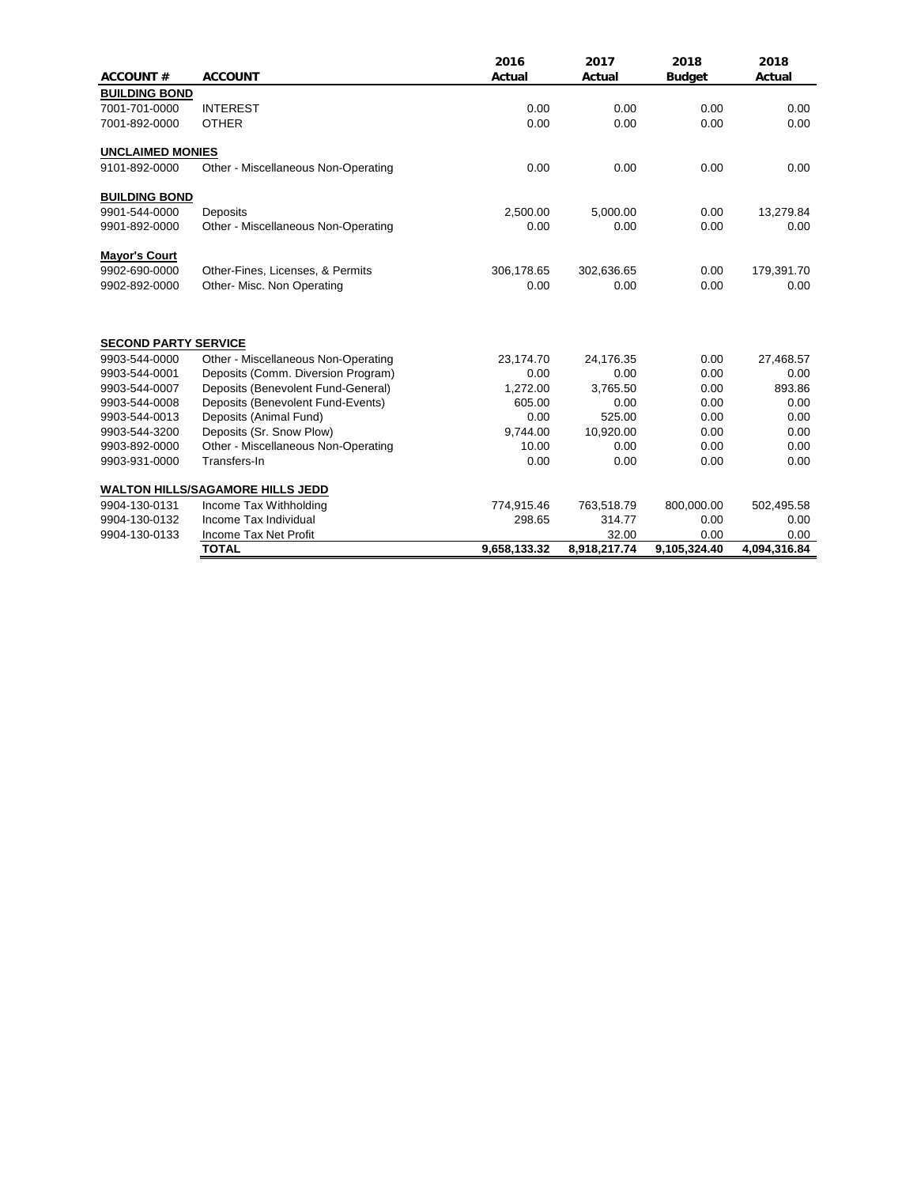| ACCOUNT # | ACCOUNT | 2016 Actual | 2017 Actual | 2018 Budget | 2018 Actual |
|---|---|---|---|---|---|
| **BUILDING BOND** | | | | | |
| 7001-701-0000 | INTEREST | 0.00 | 0.00 | 0.00 | 0.00 |
| 7001-892-0000 | OTHER | 0.00 | 0.00 | 0.00 | 0.00 |
| **UNCLAIMED MONIES** | | | | | |
| 9101-892-0000 | Other - Miscellaneous Non-Operating | 0.00 | 0.00 | 0.00 | 0.00 |
| **BUILDING BOND** | | | | | |
| 9901-544-0000 | Deposits | 2,500.00 | 5,000.00 | 0.00 | 13,279.84 |
| 9901-892-0000 | Other - Miscellaneous Non-Operating | 0.00 | 0.00 | 0.00 | 0.00 |
| **Mayor's Court** | | | | | |
| 9902-690-0000 | Other-Fines, Licenses, & Permits | 306,178.65 | 302,636.65 | 0.00 | 179,391.70 |
| 9902-892-0000 | Other- Misc. Non Operating | 0.00 | 0.00 | 0.00 | 0.00 |
| **SECOND PARTY SERVICE** | | | | | |
| 9903-544-0000 | Other - Miscellaneous Non-Operating | 23,174.70 | 24,176.35 | 0.00 | 27,468.57 |
| 9903-544-0001 | Deposits (Comm. Diversion Program) | 0.00 | 0.00 | 0.00 | 0.00 |
| 9903-544-0007 | Deposits (Benevolent Fund-General) | 1,272.00 | 3,765.50 | 0.00 | 893.86 |
| 9903-544-0008 | Deposits (Benevolent Fund-Events) | 605.00 | 0.00 | 0.00 | 0.00 |
| 9903-544-0013 | Deposits (Animal Fund) | 0.00 | 525.00 | 0.00 | 0.00 |
| 9903-544-3200 | Deposits (Sr. Snow Plow) | 9,744.00 | 10,920.00 | 0.00 | 0.00 |
| 9903-892-0000 | Other - Miscellaneous Non-Operating | 10.00 | 0.00 | 0.00 | 0.00 |
| 9903-931-0000 | Transfers-In | 0.00 | 0.00 | 0.00 | 0.00 |
| **WALTON HILLS/SAGAMORE HILLS JEDD** | | | | | |
| 9904-130-0131 | Income Tax Withholding | 774,915.46 | 763,518.79 | 800,000.00 | 502,495.58 |
| 9904-130-0132 | Income Tax Individual | 298.65 | 314.77 | 0.00 | 0.00 |
| 9904-130-0133 | Income Tax Net Profit | | 32.00 | 0.00 | 0.00 |
| | **TOTAL** | **9,658,133.32** | **8,918,217.74** | **9,105,324.40** | **4,094,316.84** |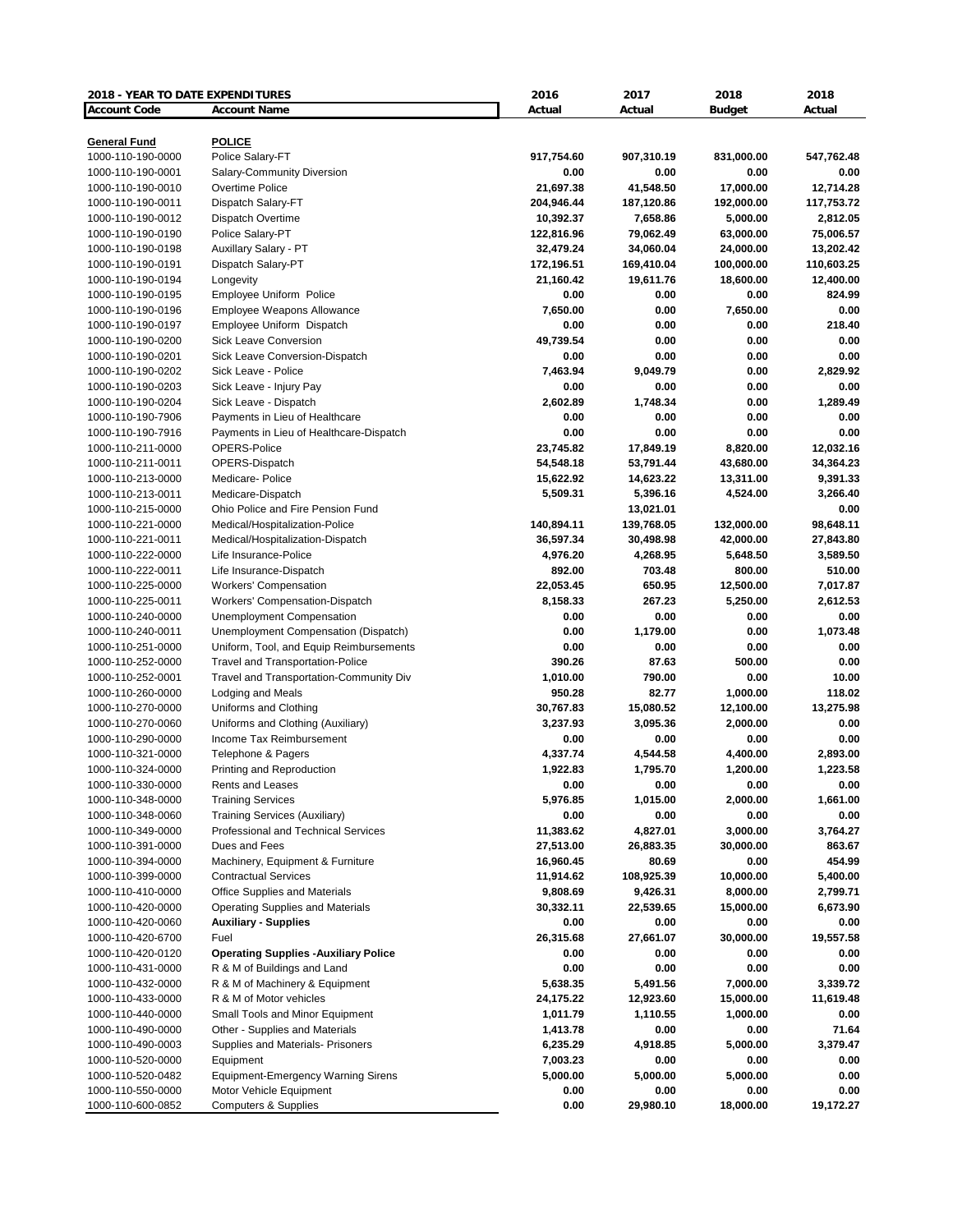| 2018 - YEAR TO DATE EXPENDITURES | | 2016 | 2017 | 2018 | 2018 |
|---|---|---|---|---|---|
| **Account Code** | **Account Name** | **Actual** | **Actual** | **Budget** | **Actual** |
| **General Fund** | **POLICE** | | | | |
| 1000-110-190-0000 | Police Salary-FT | 917,754.60 | 907,310.19 | 831,000.00 | 547,762.48 |
| 1000-110-190-0001 | Salary-Community Diversion | 0.00 | 0.00 | 0.00 | 0.00 |
| 1000-110-190-0010 | Overtime Police | 21,697.38 | 41,548.50 | 17,000.00 | 12,714.28 |
| 1000-110-190-0011 | Dispatch Salary-FT | 204,946.44 | 187,120.86 | 192,000.00 | 117,753.72 |
| 1000-110-190-0012 | Dispatch Overtime | 10,392.37 | 7,658.86 | 5,000.00 | 2,812.05 |
| 1000-110-190-0190 | Police Salary-PT | 122,816.96 | 79,062.49 | 63,000.00 | 75,006.57 |
| 1000-110-190-0198 | Auxillary Salary - PT | 32,479.24 | 34,060.04 | 24,000.00 | 13,202.42 |
| 1000-110-190-0191 | Dispatch Salary-PT | 172,196.51 | 169,410.04 | 100,000.00 | 110,603.25 |
| 1000-110-190-0194 | Longevity | 21,160.42 | 19,611.76 | 18,600.00 | 12,400.00 |
| 1000-110-190-0195 | Employee Uniform Police | 0.00 | 0.00 | 0.00 | 824.99 |
| 1000-110-190-0196 | Employee Weapons Allowance | 7,650.00 | 0.00 | 7,650.00 | 0.00 |
| 1000-110-190-0197 | Employee Uniform Dispatch | 0.00 | 0.00 | 0.00 | 218.40 |
| 1000-110-190-0200 | Sick Leave Conversion | 49,739.54 | 0.00 | 0.00 | 0.00 |
| 1000-110-190-0201 | Sick Leave Conversion-Dispatch | 0.00 | 0.00 | 0.00 | 0.00 |
| 1000-110-190-0202 | Sick Leave - Police | 7,463.94 | 9,049.79 | 0.00 | 2,829.92 |
| 1000-110-190-0203 | Sick Leave - Injury Pay | 0.00 | 0.00 | 0.00 | 0.00 |
| 1000-110-190-0204 | Sick Leave - Dispatch | 2,602.89 | 1,748.34 | 0.00 | 1,289.49 |
| 1000-110-190-7906 | Payments in Lieu of Healthcare | 0.00 | 0.00 | 0.00 | 0.00 |
| 1000-110-190-7916 | Payments in Lieu of Healthcare-Dispatch | 0.00 | 0.00 | 0.00 | 0.00 |
| 1000-110-211-0000 | OPERS-Police | 23,745.82 | 17,849.19 | 8,820.00 | 12,032.16 |
| 1000-110-211-0011 | OPERS-Dispatch | 54,548.18 | 53,791.44 | 43,680.00 | 34,364.23 |
| 1000-110-213-0000 | Medicare- Police | 15,622.92 | 14,623.22 | 13,311.00 | 9,391.33 |
| 1000-110-213-0011 | Medicare-Dispatch | 5,509.31 | 5,396.16 | 4,524.00 | 3,266.40 |
| 1000-110-215-0000 | Ohio Police and Fire Pension Fund | | 13,021.01 | | 0.00 |
| 1000-110-221-0000 | Medical/Hospitalization-Police | 140,894.11 | 139,768.05 | 132,000.00 | 98,648.11 |
| 1000-110-221-0011 | Medical/Hospitalization-Dispatch | 36,597.34 | 30,498.98 | 42,000.00 | 27,843.80 |
| 1000-110-222-0000 | Life Insurance-Police | 4,976.20 | 4,268.95 | 5,648.50 | 3,589.50 |
| 1000-110-222-0011 | Life Insurance-Dispatch | 892.00 | 703.48 | 800.00 | 510.00 |
| 1000-110-225-0000 | Workers' Compensation | 22,053.45 | 650.95 | 12,500.00 | 7,017.87 |
| 1000-110-225-0011 | Workers' Compensation-Dispatch | 8,158.33 | 267.23 | 5,250.00 | 2,612.53 |
| 1000-110-240-0000 | Unemployment Compensation | 0.00 | 0.00 | 0.00 | 0.00 |
| 1000-110-240-0011 | Unemployment Compensation (Dispatch) | 0.00 | 1,179.00 | 0.00 | 1,073.48 |
| 1000-110-251-0000 | Uniform, Tool, and Equip Reimbursements | 0.00 | 0.00 | 0.00 | 0.00 |
| 1000-110-252-0000 | Travel and Transportation-Police | 390.26 | 87.63 | 500.00 | 0.00 |
| 1000-110-252-0001 | Travel and Transportation-Community Div | 1,010.00 | 790.00 | 0.00 | 10.00 |
| 1000-110-260-0000 | Lodging and Meals | 950.28 | 82.77 | 1,000.00 | 118.02 |
| 1000-110-270-0000 | Uniforms and Clothing | 30,767.83 | 15,080.52 | 12,100.00 | 13,275.98 |
| 1000-110-270-0060 | Uniforms and Clothing (Auxiliary) | 3,237.93 | 3,095.36 | 2,000.00 | 0.00 |
| 1000-110-290-0000 | Income Tax Reimbursement | 0.00 | 0.00 | 0.00 | 0.00 |
| 1000-110-321-0000 | Telephone & Pagers | 4,337.74 | 4,544.58 | 4,400.00 | 2,893.00 |
| 1000-110-324-0000 | Printing and Reproduction | 1,922.83 | 1,795.70 | 1,200.00 | 1,223.58 |
| 1000-110-330-0000 | Rents and Leases | 0.00 | 0.00 | 0.00 | 0.00 |
| 1000-110-348-0000 | Training Services | 5,976.85 | 1,015.00 | 2,000.00 | 1,661.00 |
| 1000-110-348-0060 | Training Services (Auxiliary) | 0.00 | 0.00 | 0.00 | 0.00 |
| 1000-110-349-0000 | Professional and Technical Services | 11,383.62 | 4,827.01 | 3,000.00 | 3,764.27 |
| 1000-110-391-0000 | Dues and Fees | 27,513.00 | 26,883.35 | 30,000.00 | 863.67 |
| 1000-110-394-0000 | Machinery, Equipment & Furniture | 16,960.45 | 80.69 | 0.00 | 454.99 |
| 1000-110-399-0000 | Contractual Services | 11,914.62 | 108,925.39 | 10,000.00 | 5,400.00 |
| 1000-110-410-0000 | Office Supplies and Materials | 9,808.69 | 9,426.31 | 8,000.00 | 2,799.71 |
| 1000-110-420-0000 | Operating Supplies and Materials | 30,332.11 | 22,539.65 | 15,000.00 | 6,673.90 |
| 1000-110-420-0060 | **Auxiliary - Supplies** | 0.00 | 0.00 | 0.00 | 0.00 |
| 1000-110-420-6700 | Fuel | 26,315.68 | 27,661.07 | 30,000.00 | 19,557.58 |
| 1000-110-420-0120 | **Operating Supplies -Auxiliary Police** | 0.00 | 0.00 | 0.00 | 0.00 |
| 1000-110-431-0000 | R & M of Buildings and Land | 0.00 | 0.00 | 0.00 | 0.00 |
| 1000-110-432-0000 | R & M of Machinery & Equipment | 5,638.35 | 5,491.56 | 7,000.00 | 3,339.72 |
| 1000-110-433-0000 | R & M of Motor vehicles | 24,175.22 | 12,923.60 | 15,000.00 | 11,619.48 |
| 1000-110-440-0000 | Small Tools and Minor Equipment | 1,011.79 | 1,110.55 | 1,000.00 | 0.00 |
| 1000-110-490-0000 | Other - Supplies and Materials | 1,413.78 | 0.00 | 0.00 | 71.64 |
| 1000-110-490-0003 | Supplies and Materials- Prisoners | 6,235.29 | 4,918.85 | 5,000.00 | 3,379.47 |
| 1000-110-520-0000 | Equipment | 7,003.23 | 0.00 | 0.00 | 0.00 |
| 1000-110-520-0482 | Equipment-Emergency Warning Sirens | 5,000.00 | 5,000.00 | 5,000.00 | 0.00 |
| 1000-110-550-0000 | Motor Vehicle Equipment | 0.00 | 0.00 | 0.00 | 0.00 |
| 1000-110-600-0852 | Computers & Supplies | 0.00 | 29,980.10 | 18,000.00 | 19,172.27 |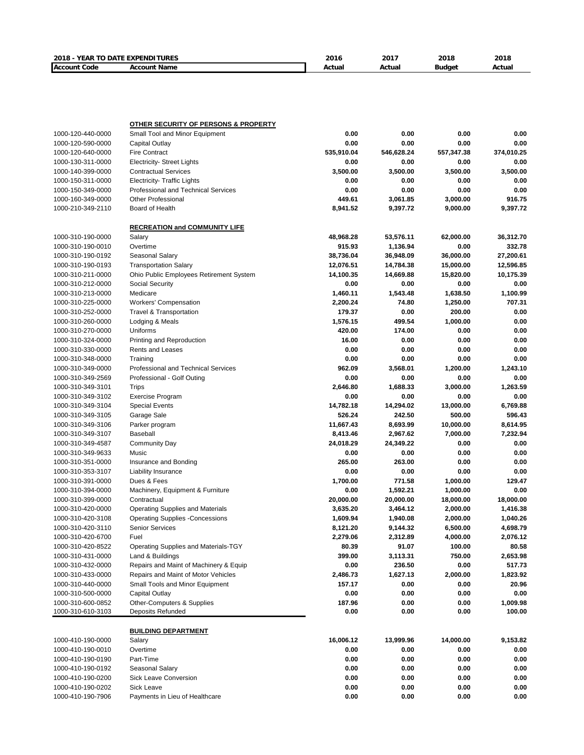| 2018 - YEAR TO DATE EXPENDITURES | | 2016 | 2017 | 2018 | 2018 |
|---|---|---|---|---|---|
| **Account Code** | **Account Name** | **Actual** | **Actual** | **Budget** | **Actual** |
| | **OTHER SECURITY OF PERSONS & PROPERTY** | | | | |
| 1000-120-440-0000 | Small Tool and Minor Equipment | 0.00 | 0.00 | 0.00 | 0.00 |
| 1000-120-590-0000 | Capital Outlay | 0.00 | 0.00 | 0.00 | 0.00 |
| 1000-120-640-0000 | Fire Contract | 535,910.04 | 546,628.24 | 557,347.38 | 374,010.25 |
| 1000-130-311-0000 | Electricity- Street Lights | 0.00 | 0.00 | 0.00 | 0.00 |
| 1000-140-399-0000 | Contractual Services | 3,500.00 | 3,500.00 | 3,500.00 | 3,500.00 |
| 1000-150-311-0000 | Electricity- Traffic Lights | 0.00 | 0.00 | 0.00 | 0.00 |
| 1000-150-349-0000 | Professional and Technical Services | 0.00 | 0.00 | 0.00 | 0.00 |
| 1000-160-349-0000 | Other Professional | 449.61 | 3,061.85 | 3,000.00 | 916.75 |
| 1000-210-349-2110 | Board of Health | 8,941.52 | 9,397.72 | 9,000.00 | 9,397.72 |
| | **RECREATION and COMMUNITY LIFE** | | | | |
| 1000-310-190-0000 | Salary | 48,968.28 | 53,576.11 | 62,000.00 | 36,312.70 |
| 1000-310-190-0010 | Overtime | 915.93 | 1,136.94 | 0.00 | 332.78 |
| 1000-310-190-0192 | Seasonal Salary | 38,736.04 | 36,948.09 | 36,000.00 | 27,200.61 |
| 1000-310-190-0193 | Transportation Salary | 12,076.51 | 14,784.38 | 15,000.00 | 12,596.85 |
| 1000-310-211-0000 | Ohio Public Employees Retirement System | 14,100.35 | 14,669.88 | 15,820.00 | 10,175.39 |
| 1000-310-212-0000 | Social Security | 0.00 | 0.00 | 0.00 | 0.00 |
| 1000-310-213-0000 | Medicare | 1,460.11 | 1,543.48 | 1,638.50 | 1,100.99 |
| 1000-310-225-0000 | Workers' Compensation | 2,200.24 | 74.80 | 1,250.00 | 707.31 |
| 1000-310-252-0000 | Travel & Transportation | 179.37 | 0.00 | 200.00 | 0.00 |
| 1000-310-260-0000 | Lodging & Meals | 1,576.15 | 499.54 | 1,000.00 | 0.00 |
| 1000-310-270-0000 | Uniforms | 420.00 | 174.00 | 0.00 | 0.00 |
| 1000-310-324-0000 | Printing and Reproduction | 16.00 | 0.00 | 0.00 | 0.00 |
| 1000-310-330-0000 | Rents and Leases | 0.00 | 0.00 | 0.00 | 0.00 |
| 1000-310-348-0000 | Training | 0.00 | 0.00 | 0.00 | 0.00 |
| 1000-310-349-0000 | Professional and Technical Services | 962.09 | 3,568.01 | 1,200.00 | 1,243.10 |
| 1000-310-349-2569 | Professional - Golf Outing | 0.00 | 0.00 | 0.00 | 0.00 |
| 1000-310-349-3101 | Trips | 2,646.80 | 1,688.33 | 3,000.00 | 1,263.59 |
| 1000-310-349-3102 | Exercise Program | 0.00 | 0.00 | 0.00 | 0.00 |
| 1000-310-349-3104 | Special Events | 14,782.18 | 14,294.02 | 13,000.00 | 6,769.88 |
| 1000-310-349-3105 | Garage Sale | 526.24 | 242.50 | 500.00 | 596.43 |
| 1000-310-349-3106 | Parker program | 11,667.43 | 8,693.99 | 10,000.00 | 8,614.95 |
| 1000-310-349-3107 | Baseball | 8,413.46 | 2,967.62 | 7,000.00 | 7,232.94 |
| 1000-310-349-4587 | Community Day | 24,018.29 | 24,349.22 | 0.00 | 0.00 |
| 1000-310-349-9633 | Music | 0.00 | 0.00 | 0.00 | 0.00 |
| 1000-310-351-0000 | Insurance and Bonding | 265.00 | 263.00 | 0.00 | 0.00 |
| 1000-310-353-3107 | Liability Insurance | 0.00 | 0.00 | 0.00 | 0.00 |
| 1000-310-391-0000 | Dues & Fees | 1,700.00 | 771.58 | 1,000.00 | 129.47 |
| 1000-310-394-0000 | Machinery, Equipment & Furniture | 0.00 | 1,592.21 | 1,000.00 | 0.00 |
| 1000-310-399-0000 | Contractual | 20,000.00 | 20,000.00 | 18,000.00 | 18,000.00 |
| 1000-310-420-0000 | Operating Supplies and Materials | 3,635.20 | 3,464.12 | 2,000.00 | 1,416.38 |
| 1000-310-420-3108 | Operating Supplies -Concessions | 1,609.94 | 1,940.08 | 2,000.00 | 1,040.26 |
| 1000-310-420-3110 | Senior Services | 8,121.20 | 9,144.32 | 6,500.00 | 4,698.79 |
| 1000-310-420-6700 | Fuel | 2,279.06 | 2,312.89 | 4,000.00 | 2,076.12 |
| 1000-310-420-8522 | Operating Supplies and Materials-TGY | 80.39 | 91.07 | 100.00 | 80.58 |
| 1000-310-431-0000 | Land & Buildings | 399.00 | 3,113.31 | 750.00 | 2,653.98 |
| 1000-310-432-0000 | Repairs and Maint of Machinery & Equip | 0.00 | 236.50 | 0.00 | 517.73 |
| 1000-310-433-0000 | Repairs and Maint of Motor Vehicles | 2,486.73 | 1,627.13 | 2,000.00 | 1,823.92 |
| 1000-310-440-0000 | Small Tools and Minor Equipment | 157.17 | 0.00 | 0.00 | 20.96 |
| 1000-310-500-0000 | Capital Outlay | 0.00 | 0.00 | 0.00 | 0.00 |
| 1000-310-600-0852 | Other-Computers & Supplies | 187.96 | 0.00 | 0.00 | 1,009.98 |
| 1000-310-610-3103 | Deposits Refunded | 0.00 | 0.00 | 0.00 | 100.00 |
| | **BUILDING DEPARTMENT** | | | | |
| 1000-410-190-0000 | Salary | 16,006.12 | 13,999.96 | 14,000.00 | 9,153.82 |
| 1000-410-190-0010 | Overtime | 0.00 | 0.00 | 0.00 | 0.00 |
| 1000-410-190-0190 | Part-Time | 0.00 | 0.00 | 0.00 | 0.00 |
| 1000-410-190-0192 | Seasonal Salary | 0.00 | 0.00 | 0.00 | 0.00 |
| 1000-410-190-0200 | Sick Leave Conversion | 0.00 | 0.00 | 0.00 | 0.00 |
| 1000-410-190-0202 | Sick Leave | 0.00 | 0.00 | 0.00 | 0.00 |
| 1000-410-190-7906 | Payments in Lieu of Healthcare | 0.00 | 0.00 | 0.00 | 0.00 |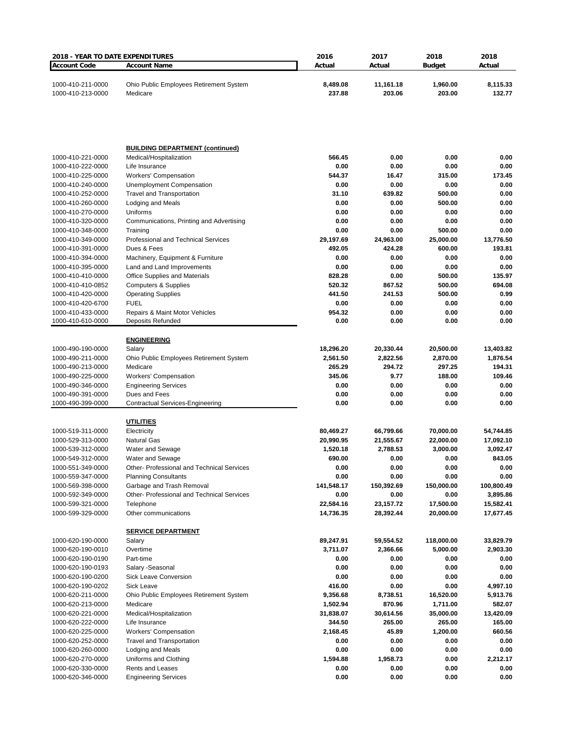**2018 - YEAR TO DATE EXPENDITURES**

| Account Code | Account Name | 2016 Actual | 2017 Actual | 2018 Budget | 2018 Actual |
|---|---|---|---|---|---|
| 1000-410-211-0000 | Ohio Public Employees Retirement System | 8,489.08 | 11,161.18 | 1,960.00 | 8,115.33 |
| 1000-410-213-0000 | Medicare | 237.88 | 203.06 | 203.00 | 132.77 |
| | **BUILDING DEPARTMENT (continued)** | | | | |
| 1000-410-221-0000 | Medical/Hospitalization | 566.45 | 0.00 | 0.00 | 0.00 |
| 1000-410-222-0000 | Life Insurance | 0.00 | 0.00 | 0.00 | 0.00 |
| 1000-410-225-0000 | Workers' Compensation | 544.37 | 16.47 | 315.00 | 173.45 |
| 1000-410-240-0000 | Unemployment Compensation | 0.00 | 0.00 | 0.00 | 0.00 |
| 1000-410-252-0000 | Travel and Transportation | 31.10 | 639.82 | 500.00 | 0.00 |
| 1000-410-260-0000 | Lodging and Meals | 0.00 | 0.00 | 500.00 | 0.00 |
| 1000-410-270-0000 | Uniforms | 0.00 | 0.00 | 0.00 | 0.00 |
| 1000-410-320-0000 | Communications, Printing and Advertising | 0.00 | 0.00 | 0.00 | 0.00 |
| 1000-410-348-0000 | Training | 0.00 | 0.00 | 500.00 | 0.00 |
| 1000-410-349-0000 | Professional and Technical Services | 29,197.69 | 24,963.00 | 25,000.00 | 13,776.50 |
| 1000-410-391-0000 | Dues & Fees | 492.05 | 424.28 | 600.00 | 193.81 |
| 1000-410-394-0000 | Machinery, Equipment & Furniture | 0.00 | 0.00 | 0.00 | 0.00 |
| 1000-410-395-0000 | Land and Land Improvements | 0.00 | 0.00 | 0.00 | 0.00 |
| 1000-410-410-0000 | Office Supplies and Materials | 828.28 | 0.00 | 500.00 | 135.97 |
| 1000-410-410-0852 | Computers & Supplies | 520.32 | 867.52 | 500.00 | 694.08 |
| 1000-410-420-0000 | Operating Supplies | 441.50 | 241.53 | 500.00 | 0.99 |
| 1000-410-420-6700 | FUEL | 0.00 | 0.00 | 0.00 | 0.00 |
| 1000-410-433-0000 | Repairs & Maint Motor Vehicles | 954.32 | 0.00 | 0.00 | 0.00 |
| 1000-410-610-0000 | Deposits Refunded | 0.00 | 0.00 | 0.00 | 0.00 |
| | **ENGINEERING** | | | | |
| 1000-490-190-0000 | Salary | 18,296.20 | 20,330.44 | 20,500.00 | 13,403.82 |
| 1000-490-211-0000 | Ohio Public Employees Retirement System | 2,561.50 | 2,822.56 | 2,870.00 | 1,876.54 |
| 1000-490-213-0000 | Medicare | 265.29 | 294.72 | 297.25 | 194.31 |
| 1000-490-225-0000 | Workers' Compensation | 345.06 | 9.77 | 188.00 | 109.46 |
| 1000-490-346-0000 | Engineering Services | 0.00 | 0.00 | 0.00 | 0.00 |
| 1000-490-391-0000 | Dues and Fees | 0.00 | 0.00 | 0.00 | 0.00 |
| 1000-490-399-0000 | Contractual Services-Engineering | 0.00 | 0.00 | 0.00 | 0.00 |
| | **UTILITIES** | | | | |
| 1000-519-311-0000 | Electricity | 80,469.27 | 66,799.66 | 70,000.00 | 54,744.85 |
| 1000-529-313-0000 | Natural Gas | 20,990.95 | 21,555.67 | 22,000.00 | 17,092.10 |
| 1000-539-312-0000 | Water and Sewage | 1,520.18 | 2,788.53 | 3,000.00 | 3,092.47 |
| 1000-549-312-0000 | Water and Sewage | 690.00 | 0.00 | 0.00 | 843.05 |
| 1000-551-349-0000 | Other- Professional and Technical Services | 0.00 | 0.00 | 0.00 | 0.00 |
| 1000-559-347-0000 | Planning Consultants | 0.00 | 0.00 | 0.00 | 0.00 |
| 1000-569-398-0000 | Garbage and Trash Removal | 141,548.17 | 150,392.69 | 150,000.00 | 100,800.49 |
| 1000-592-349-0000 | Other- Professional and Technical Services | 0.00 | 0.00 | 0.00 | 3,895.86 |
| 1000-599-321-0000 | Telephone | 22,584.16 | 23,157.72 | 17,500.00 | 15,582.41 |
| 1000-599-329-0000 | Other communications | 14,736.35 | 28,392.44 | 20,000.00 | 17,677.45 |
| | **SERVICE DEPARTMENT** | | | | |
| 1000-620-190-0000 | Salary | 89,247.91 | 59,554.52 | 118,000.00 | 33,829.79 |
| 1000-620-190-0010 | Overtime | 3,711.07 | 2,366.66 | 5,000.00 | 2,903.30 |
| 1000-620-190-0190 | Part-time | 0.00 | 0.00 | 0.00 | 0.00 |
| 1000-620-190-0193 | Salary -Seasonal | 0.00 | 0.00 | 0.00 | 0.00 |
| 1000-620-190-0200 | Sick Leave Conversion | 0.00 | 0.00 | 0.00 | 0.00 |
| 1000-620-190-0202 | Sick Leave | 416.00 | 0.00 | 0.00 | 4,997.10 |
| 1000-620-211-0000 | Ohio Public Employees Retirement System | 9,356.68 | 8,738.51 | 16,520.00 | 5,913.76 |
| 1000-620-213-0000 | Medicare | 1,502.94 | 870.96 | 1,711.00 | 582.07 |
| 1000-620-221-0000 | Medical/Hospitalization | 31,838.07 | 30,614.56 | 35,000.00 | 13,420.09 |
| 1000-620-222-0000 | Life Insurance | 344.50 | 265.00 | 265.00 | 165.00 |
| 1000-620-225-0000 | Workers' Compensation | 2,168.45 | 45.89 | 1,200.00 | 660.56 |
| 1000-620-252-0000 | Travel and Transportation | 0.00 | 0.00 | 0.00 | 0.00 |
| 1000-620-260-0000 | Lodging and Meals | 0.00 | 0.00 | 0.00 | 0.00 |
| 1000-620-270-0000 | Uniforms and Clothing | 1,594.88 | 1,958.73 | 0.00 | 2,212.17 |
| 1000-620-330-0000 | Rents and Leases | 0.00 | 0.00 | 0.00 | 0.00 |
| 1000-620-346-0000 | Engineering Services | 0.00 | 0.00 | 0.00 | 0.00 |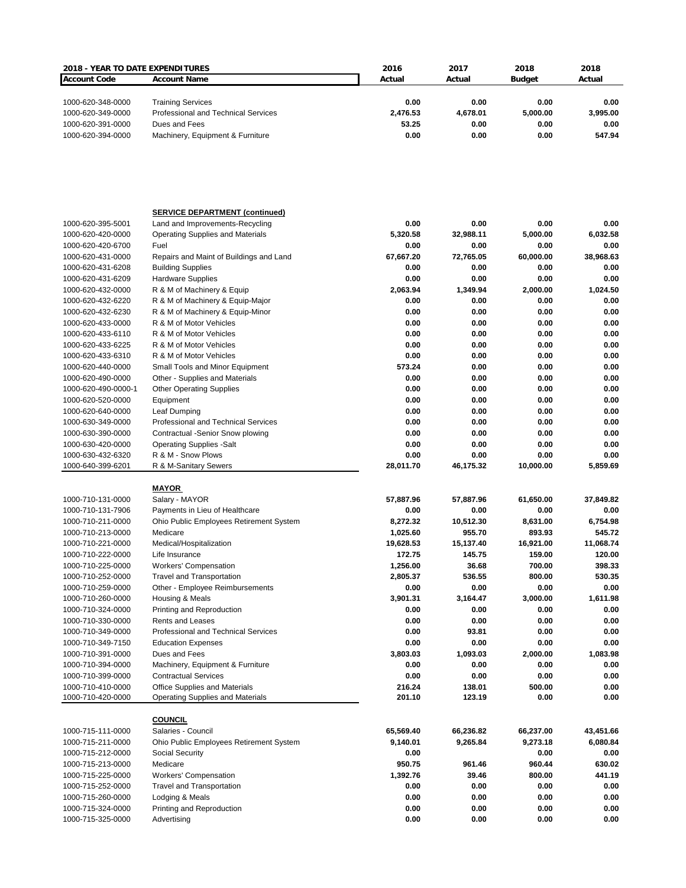| 2018 - YEAR TO DATE EXPENDITURES | | 2016 | 2017 | 2018 | 2018 |
|---|---|---|---|---|---|
| **Account Code** | **Account Name** | **Actual** | **Actual** | **Budget** | **Actual** |
| 1000-620-348-0000 | Training Services | **0.00** | **0.00** | **0.00** | **0.00** |
| 1000-620-349-0000 | Professional and Technical Services | **2,476.53** | **4,678.01** | **5,000.00** | **3,995.00** |
| 1000-620-391-0000 | Dues and Fees | **53.25** | **0.00** | **0.00** | **0.00** |
| 1000-620-394-0000 | Machinery, Equipment & Furniture | **0.00** | **0.00** | **0.00** | **547.94** |
| | **SERVICE DEPARTMENT (continued)** | | | | |
| 1000-620-395-5001 | Land and Improvements-Recycling | **0.00** | **0.00** | **0.00** | **0.00** |
| 1000-620-420-0000 | Operating Supplies and Materials | **5,320.58** | **32,988.11** | **5,000.00** | **6,032.58** |
| 1000-620-420-6700 | Fuel | **0.00** | **0.00** | **0.00** | **0.00** |
| 1000-620-431-0000 | Repairs and Maint of Buildings and Land | **67,667.20** | **72,765.05** | **60,000.00** | **38,968.63** |
| 1000-620-431-6208 | Building Supplies | **0.00** | **0.00** | **0.00** | **0.00** |
| 1000-620-431-6209 | Hardware Supplies | **0.00** | **0.00** | **0.00** | **0.00** |
| 1000-620-432-0000 | R & M of Machinery & Equip | **2,063.94** | **1,349.94** | **2,000.00** | **1,024.50** |
| 1000-620-432-6220 | R & M of Machinery & Equip-Major | **0.00** | **0.00** | **0.00** | **0.00** |
| 1000-620-432-6230 | R & M of Machinery & Equip-Minor | **0.00** | **0.00** | **0.00** | **0.00** |
| 1000-620-433-0000 | R & M of Motor Vehicles | **0.00** | **0.00** | **0.00** | **0.00** |
| 1000-620-433-6110 | R & M of Motor Vehicles | **0.00** | **0.00** | **0.00** | **0.00** |
| 1000-620-433-6225 | R & M of Motor Vehicles | **0.00** | **0.00** | **0.00** | **0.00** |
| 1000-620-433-6310 | R & M of Motor Vehicles | **0.00** | **0.00** | **0.00** | **0.00** |
| 1000-620-440-0000 | Small Tools and Minor Equipment | **573.24** | **0.00** | **0.00** | **0.00** |
| 1000-620-490-0000 | Other - Supplies and Materials | **0.00** | **0.00** | **0.00** | **0.00** |
| 1000-620-490-0000-1 | Other Operating Supplies | **0.00** | **0.00** | **0.00** | **0.00** |
| 1000-620-520-0000 | Equipment | **0.00** | **0.00** | **0.00** | **0.00** |
| 1000-620-640-0000 | Leaf Dumping | **0.00** | **0.00** | **0.00** | **0.00** |
| 1000-630-349-0000 | Professional and Technical Services | **0.00** | **0.00** | **0.00** | **0.00** |
| 1000-630-390-0000 | Contractual -Senior Snow plowing | **0.00** | **0.00** | **0.00** | **0.00** |
| 1000-630-420-0000 | Operating Supplies -Salt | **0.00** | **0.00** | **0.00** | **0.00** |
| 1000-630-432-6320 | R & M - Snow Plows | **0.00** | **0.00** | **0.00** | **0.00** |
| 1000-640-399-6201 | R & M-Sanitary Sewers | **28,011.70** | **46,175.32** | **10,000.00** | **5,859.69** |
| | **MAYOR** | | | | |
| 1000-710-131-0000 | Salary - MAYOR | **57,887.96** | **57,887.96** | **61,650.00** | **37,849.82** |
| 1000-710-131-7906 | Payments in Lieu of Healthcare | **0.00** | **0.00** | **0.00** | **0.00** |
| 1000-710-211-0000 | Ohio Public Employees Retirement System | **8,272.32** | **10,512.30** | **8,631.00** | **6,754.98** |
| 1000-710-213-0000 | Medicare | **1,025.60** | **955.70** | **893.93** | **545.72** |
| 1000-710-221-0000 | Medical/Hospitalization | **19,628.53** | **15,137.40** | **16,921.00** | **11,068.74** |
| 1000-710-222-0000 | Life Insurance | **172.75** | **145.75** | **159.00** | **120.00** |
| 1000-710-225-0000 | Workers' Compensation | **1,256.00** | **36.68** | **700.00** | **398.33** |
| 1000-710-252-0000 | Travel and Transportation | **2,805.37** | **536.55** | **800.00** | **530.35** |
| 1000-710-259-0000 | Other - Employee Reimbursements | **0.00** | **0.00** | **0.00** | **0.00** |
| 1000-710-260-0000 | Housing & Meals | **3,901.31** | **3,164.47** | **3,000.00** | **1,611.98** |
| 1000-710-324-0000 | Printing and Reproduction | **0.00** | **0.00** | **0.00** | **0.00** |
| 1000-710-330-0000 | Rents and Leases | **0.00** | **0.00** | **0.00** | **0.00** |
| 1000-710-349-0000 | Professional and Technical Services | **0.00** | **93.81** | **0.00** | **0.00** |
| 1000-710-349-7150 | Education Expenses | **0.00** | **0.00** | **0.00** | **0.00** |
| 1000-710-391-0000 | Dues and Fees | **3,803.03** | **1,093.03** | **2,000.00** | **1,083.98** |
| 1000-710-394-0000 | Machinery, Equipment & Furniture | **0.00** | **0.00** | **0.00** | **0.00** |
| 1000-710-399-0000 | Contractual Services | **0.00** | **0.00** | **0.00** | **0.00** |
| 1000-710-410-0000 | Office Supplies and Materials | **216.24** | **138.01** | **500.00** | **0.00** |
| 1000-710-420-0000 | Operating Supplies and Materials | **201.10** | **123.19** | **0.00** | **0.00** |
| | **COUNCIL** | | | | |
| 1000-715-111-0000 | Salaries - Council | **65,569.40** | **66,236.82** | **66,237.00** | **43,451.66** |
| 1000-715-211-0000 | Ohio Public Employees Retirement System | **9,140.01** | **9,265.84** | **9,273.18** | **6,080.84** |
| 1000-715-212-0000 | Social Security | **0.00** | | **0.00** | **0.00** |
| 1000-715-213-0000 | Medicare | **950.75** | **961.46** | **960.44** | **630.02** |
| 1000-715-225-0000 | Workers' Compensation | **1,392.76** | **39.46** | **800.00** | **441.19** |
| 1000-715-252-0000 | Travel and Transportation | **0.00** | **0.00** | **0.00** | **0.00** |
| 1000-715-260-0000 | Lodging & Meals | **0.00** | **0.00** | **0.00** | **0.00** |
| 1000-715-324-0000 | Printing and Reproduction | **0.00** | **0.00** | **0.00** | **0.00** |
| 1000-715-325-0000 | Advertising | **0.00** | **0.00** | **0.00** | **0.00** |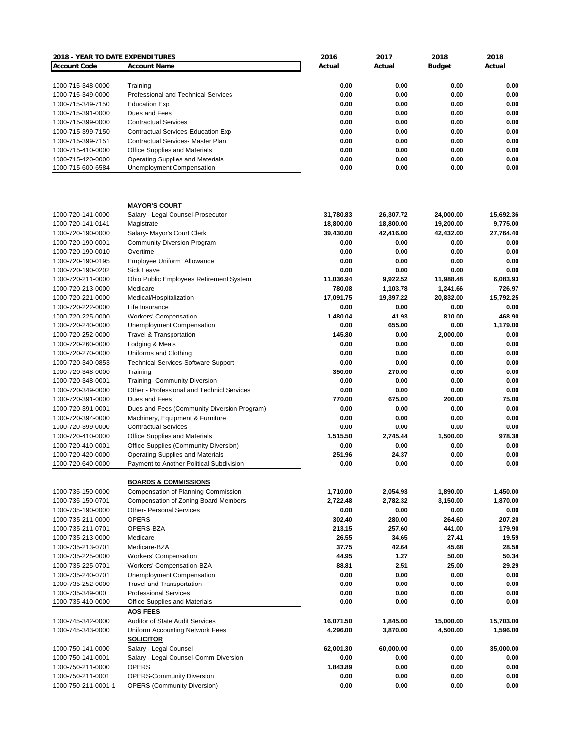| 2018 - YEAR TO DATE EXPENDITURES | | 2016 | 2017 | 2018 | 2018 |
|---|---|---|---|---|---|
| **Account Code** | **Account Name** | **Actual** | **Actual** | **Budget** | **Actual** |
| 1000-715-348-0000 | Training | 0.00 | 0.00 | 0.00 | 0.00 |
| 1000-715-349-0000 | Professional and Technical Services | 0.00 | 0.00 | 0.00 | 0.00 |
| 1000-715-349-7150 | Education Exp | 0.00 | 0.00 | 0.00 | 0.00 |
| 1000-715-391-0000 | Dues and Fees | 0.00 | 0.00 | 0.00 | 0.00 |
| 1000-715-399-0000 | Contractual Services | 0.00 | 0.00 | 0.00 | 0.00 |
| 1000-715-399-7150 | Contractual Services-Education Exp | 0.00 | 0.00 | 0.00 | 0.00 |
| 1000-715-399-7151 | Contractual Services- Master Plan | 0.00 | 0.00 | 0.00 | 0.00 |
| 1000-715-410-0000 | Office Supplies and Materials | 0.00 | 0.00 | 0.00 | 0.00 |
| 1000-715-420-0000 | Operating Supplies and Materials | 0.00 | 0.00 | 0.00 | 0.00 |
| 1000-715-600-6584 | Unemployment Compensation | 0.00 | 0.00 | 0.00 | 0.00 |
| | **MAYOR'S COURT** | | | | |
| 1000-720-141-0000 | Salary - Legal Counsel-Prosecutor | 31,780.83 | 26,307.72 | 24,000.00 | 15,692.36 |
| 1000-720-141-0141 | Magistrate | 18,800.00 | 18,800.00 | 19,200.00 | 9,775.00 |
| 1000-720-190-0000 | Salary- Mayor's Court Clerk | 39,430.00 | 42,416.00 | 42,432.00 | 27,764.40 |
| 1000-720-190-0001 | Community Diversion Program | 0.00 | 0.00 | 0.00 | 0.00 |
| 1000-720-190-0010 | Overtime | 0.00 | 0.00 | 0.00 | 0.00 |
| 1000-720-190-0195 | Employee Uniform Allowance | 0.00 | 0.00 | 0.00 | 0.00 |
| 1000-720-190-0202 | Sick Leave | 0.00 | 0.00 | 0.00 | 0.00 |
| 1000-720-211-0000 | Ohio Public Employees Retirement System | 11,036.94 | 9,922.52 | 11,988.48 | 6,083.93 |
| 1000-720-213-0000 | Medicare | 780.08 | 1,103.78 | 1,241.66 | 726.97 |
| 1000-720-221-0000 | Medical/Hospitalization | 17,091.75 | 19,397.22 | 20,832.00 | 15,792.25 |
| 1000-720-222-0000 | Life Insurance | 0.00 | 0.00 | 0.00 | 0.00 |
| 1000-720-225-0000 | Workers' Compensation | 1,480.04 | 41.93 | 810.00 | 468.90 |
| 1000-720-240-0000 | Unemployment Compensation | 0.00 | 655.00 | 0.00 | 1,179.00 |
| 1000-720-252-0000 | Travel & Transportation | 145.80 | 0.00 | 2,000.00 | 0.00 |
| 1000-720-260-0000 | Lodging & Meals | 0.00 | 0.00 | 0.00 | 0.00 |
| 1000-720-270-0000 | Uniforms and Clothing | 0.00 | 0.00 | 0.00 | 0.00 |
| 1000-720-340-0853 | Technical Services-Software Support | 0.00 | 0.00 | 0.00 | 0.00 |
| 1000-720-348-0000 | Training | 350.00 | 270.00 | 0.00 | 0.00 |
| 1000-720-348-0001 | Training- Community Diversion | 0.00 | 0.00 | 0.00 | 0.00 |
| 1000-720-349-0000 | Other - Professional and Technicl Services | 0.00 | 0.00 | 0.00 | 0.00 |
| 1000-720-391-0000 | Dues and Fees | 770.00 | 675.00 | 200.00 | 75.00 |
| 1000-720-391-0001 | Dues and Fees (Community Diversion Program) | 0.00 | 0.00 | 0.00 | 0.00 |
| 1000-720-394-0000 | Machinery, Equipment & Furniture | 0.00 | 0.00 | 0.00 | 0.00 |
| 1000-720-399-0000 | Contractual Services | 0.00 | 0.00 | 0.00 | 0.00 |
| 1000-720-410-0000 | Office Supplies and Materials | 1,515.50 | 2,745.44 | 1,500.00 | 978.38 |
| 1000-720-410-0001 | Office Supplies (Community Diversion) | 0.00 | 0.00 | 0.00 | 0.00 |
| 1000-720-420-0000 | Operating Supplies and Materials | 251.96 | 24.37 | 0.00 | 0.00 |
| 1000-720-640-0000 | Payment to Another Political Subdivision | 0.00 | 0.00 | 0.00 | 0.00 |
| | **BOARDS & COMMISSIONS** | | | | |
| 1000-735-150-0000 | Compensation of Planning Commission | 1,710.00 | 2,054.93 | 1,890.00 | 1,450.00 |
| 1000-735-150-0701 | Compensation of Zoning Board Members | 2,722.48 | 2,782.32 | 3,150.00 | 1,870.00 |
| 1000-735-190-0000 | Other- Personal Services | 0.00 | 0.00 | 0.00 | 0.00 |
| 1000-735-211-0000 | OPERS | 302.40 | 280.00 | 264.60 | 207.20 |
| 1000-735-211-0701 | OPERS-BZA | 213.15 | 257.60 | 441.00 | 179.90 |
| 1000-735-213-0000 | Medicare | 26.55 | 34.65 | 27.41 | 19.59 |
| 1000-735-213-0701 | Medicare-BZA | 37.75 | 42.64 | 45.68 | 28.58 |
| 1000-735-225-0000 | Workers' Compensation | 44.95 | 1.27 | 50.00 | 50.34 |
| 1000-735-225-0701 | Workers' Compensation-BZA | 88.81 | 2.51 | 25.00 | 29.29 |
| 1000-735-240-0701 | Unemployment Compensation | 0.00 | 0.00 | 0.00 | 0.00 |
| 1000-735-252-0000 | Travel and Transportation | 0.00 | 0.00 | 0.00 | 0.00 |
| 1000-735-349-000 | Professional Services | 0.00 | 0.00 | 0.00 | 0.00 |
| 1000-735-410-0000 | Office Supplies and Materials | 0.00 | 0.00 | 0.00 | 0.00 |
| | **AOS FEES** | | | | |
| 1000-745-342-0000 | Auditor of State Audit Services | 16,071.50 | 1,845.00 | 15,000.00 | 15,703.00 |
| 1000-745-343-0000 | Uniform Accounting Network Fees | 4,296.00 | 3,870.00 | 4,500.00 | 1,596.00 |
| | **SOLICITOR** | | | | |
| 1000-750-141-0000 | Salary - Legal Counsel | 62,001.30 | 60,000.00 | 0.00 | 35,000.00 |
| 1000-750-141-0001 | Salary - Legal Counsel-Comm Diversion | 0.00 | 0.00 | 0.00 | 0.00 |
| 1000-750-211-0000 | OPERS | 1,843.89 | 0.00 | 0.00 | 0.00 |
| 1000-750-211-0001 | OPERS-Community Diversion | 0.00 | 0.00 | 0.00 | 0.00 |
| 1000-750-211-0001-1 | OPERS (Community Diversion) | 0.00 | 0.00 | 0.00 | 0.00 |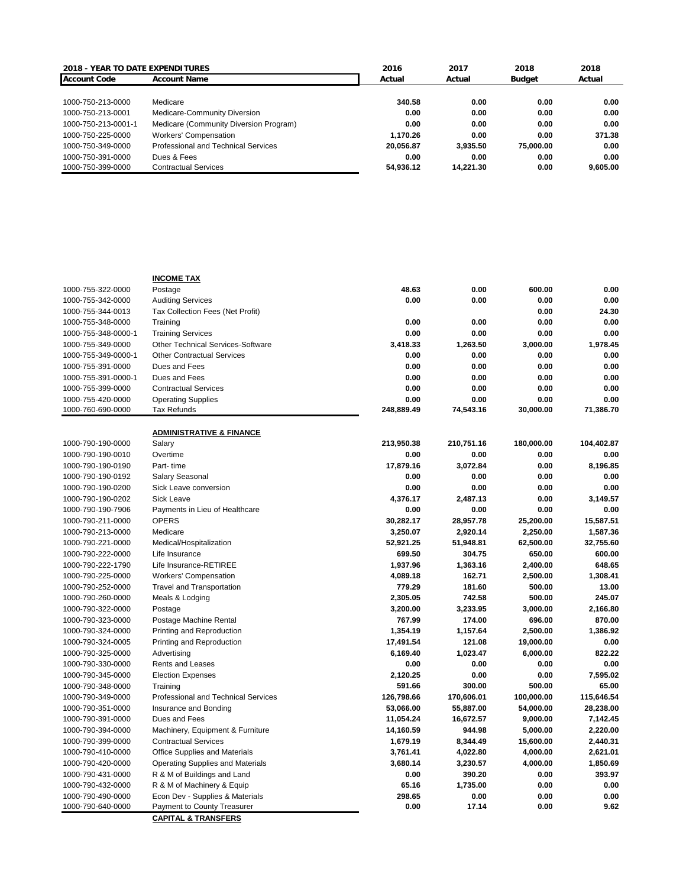| 2018 - YEAR TO DATE EXPENDITURES | | 2016 | 2017 | 2018 | 2018 |
|---|---|---|---|---|---|
| **Account Code** | **Account Name** | **Actual** | **Actual** | **Budget** | **Actual** |
| 1000-750-213-0000 | Medicare | 340.58 | 0.00 | 0.00 | 0.00 |
| 1000-750-213-0001 | Medicare-Community Diversion | 0.00 | 0.00 | 0.00 | 0.00 |
| 1000-750-213-0001-1 | Medicare (Community Diversion Program) | 0.00 | 0.00 | 0.00 | 0.00 |
| 1000-750-225-0000 | Workers' Compensation | 1,170.26 | 0.00 | 0.00 | 371.38 |
| 1000-750-349-0000 | Professional and Technical Services | 20,056.87 | 3,935.50 | 75,000.00 | 0.00 |
| 1000-750-391-0000 | Dues & Fees | 0.00 | 0.00 | 0.00 | 0.00 |
| 1000-750-399-0000 | Contractual Services | 54,936.12 | 14,221.30 | 0.00 | 9,605.00 |
| | **INCOME TAX** | | | | |
| 1000-755-322-0000 | Postage | 48.63 | 0.00 | 600.00 | 0.00 |
| 1000-755-342-0000 | Auditing Services | 0.00 | 0.00 | 0.00 | 0.00 |
| 1000-755-344-0013 | Tax Collection Fees (Net Profit) | | | 0.00 | 24.30 |
| 1000-755-348-0000 | Training | 0.00 | 0.00 | 0.00 | 0.00 |
| 1000-755-348-0000-1 | Training Services | 0.00 | 0.00 | 0.00 | 0.00 |
| 1000-755-349-0000 | Other Technical Services-Software | 3,418.33 | 1,263.50 | 3,000.00 | 1,978.45 |
| 1000-755-349-0000-1 | Other Contractual Services | 0.00 | 0.00 | 0.00 | 0.00 |
| 1000-755-391-0000 | Dues and Fees | 0.00 | 0.00 | 0.00 | 0.00 |
| 1000-755-391-0000-1 | Dues and Fees | 0.00 | 0.00 | 0.00 | 0.00 |
| 1000-755-399-0000 | Contractual Services | 0.00 | 0.00 | 0.00 | 0.00 |
| 1000-755-420-0000 | Operating Supplies | 0.00 | 0.00 | 0.00 | 0.00 |
| 1000-760-690-0000 | Tax Refunds | 248,889.49 | 74,543.16 | 30,000.00 | 71,386.70 |
| | **ADMINISTRATIVE & FINANCE** | | | | |
| 1000-790-190-0000 | Salary | 213,950.38 | 210,751.16 | 180,000.00 | 104,402.87 |
| 1000-790-190-0010 | Overtime | 0.00 | 0.00 | 0.00 | 0.00 |
| 1000-790-190-0190 | Part- time | 17,879.16 | 3,072.84 | 0.00 | 8,196.85 |
| 1000-790-190-0192 | Salary Seasonal | 0.00 | 0.00 | 0.00 | 0.00 |
| 1000-790-190-0200 | Sick Leave conversion | 0.00 | 0.00 | 0.00 | 0.00 |
| 1000-790-190-0202 | Sick Leave | 4,376.17 | 2,487.13 | 0.00 | 3,149.57 |
| 1000-790-190-7906 | Payments in Lieu of Healthcare | 0.00 | 0.00 | 0.00 | 0.00 |
| 1000-790-211-0000 | OPERS | 30,282.17 | 28,957.78 | 25,200.00 | 15,587.51 |
| 1000-790-213-0000 | Medicare | 3,250.07 | 2,920.14 | 2,250.00 | 1,587.36 |
| 1000-790-221-0000 | Medical/Hospitalization | 52,921.25 | 51,948.81 | 62,500.00 | 32,755.60 |
| 1000-790-222-0000 | Life Insurance | 699.50 | 304.75 | 650.00 | 600.00 |
| 1000-790-222-1790 | Life Insurance-RETIREE | 1,937.96 | 1,363.16 | 2,400.00 | 648.65 |
| 1000-790-225-0000 | Workers' Compensation | 4,089.18 | 162.71 | 2,500.00 | 1,308.41 |
| 1000-790-252-0000 | Travel and Transportation | 779.29 | 181.60 | 500.00 | 13.00 |
| 1000-790-260-0000 | Meals & Lodging | 2,305.05 | 742.58 | 500.00 | 245.07 |
| 1000-790-322-0000 | Postage | 3,200.00 | 3,233.95 | 3,000.00 | 2,166.80 |
| 1000-790-323-0000 | Postage Machine Rental | 767.99 | 174.00 | 696.00 | 870.00 |
| 1000-790-324-0000 | Printing and Reproduction | 1,354.19 | 1,157.64 | 2,500.00 | 1,386.92 |
| 1000-790-324-0005 | Printing and Reproduction | 17,491.54 | 121.08 | 19,000.00 | 0.00 |
| 1000-790-325-0000 | Advertising | 6,169.40 | 1,023.47 | 6,000.00 | 822.22 |
| 1000-790-330-0000 | Rents and Leases | 0.00 | 0.00 | 0.00 | 0.00 |
| 1000-790-345-0000 | Election Expenses | 2,120.25 | 0.00 | 0.00 | 7,595.02 |
| 1000-790-348-0000 | Training | 591.66 | 300.00 | 500.00 | 65.00 |
| 1000-790-349-0000 | Professional and Technical Services | 126,798.66 | 170,606.01 | 100,000.00 | 115,646.54 |
| 1000-790-351-0000 | Insurance and Bonding | 53,066.00 | 55,887.00 | 54,000.00 | 28,238.00 |
| 1000-790-391-0000 | Dues and Fees | 11,054.24 | 16,672.57 | 9,000.00 | 7,142.45 |
| 1000-790-394-0000 | Machinery, Equipment & Furniture | 14,160.59 | 944.98 | 5,000.00 | 2,220.00 |
| 1000-790-399-0000 | Contractual Services | 1,679.19 | 8,344.49 | 15,600.00 | 2,440.31 |
| 1000-790-410-0000 | Office Supplies and Materials | 3,761.41 | 4,022.80 | 4,000.00 | 2,621.01 |
| 1000-790-420-0000 | Operating Supplies and Materials | 3,680.14 | 3,230.57 | 4,000.00 | 1,850.69 |
| 1000-790-431-0000 | R & M of Buildings and Land | 0.00 | 390.20 | 0.00 | 393.97 |
| 1000-790-432-0000 | R & M of Machinery & Equip | 65.16 | 1,735.00 | 0.00 | 0.00 |
| 1000-790-490-0000 | Econ Dev - Supplies & Materials | 298.65 | 0.00 | 0.00 | 0.00 |
| 1000-790-640-0000 | Payment to County Treasurer | 0.00 | 17.14 | 0.00 | 9.62 |
| | **CAPITAL & TRANSFERS** | | | | |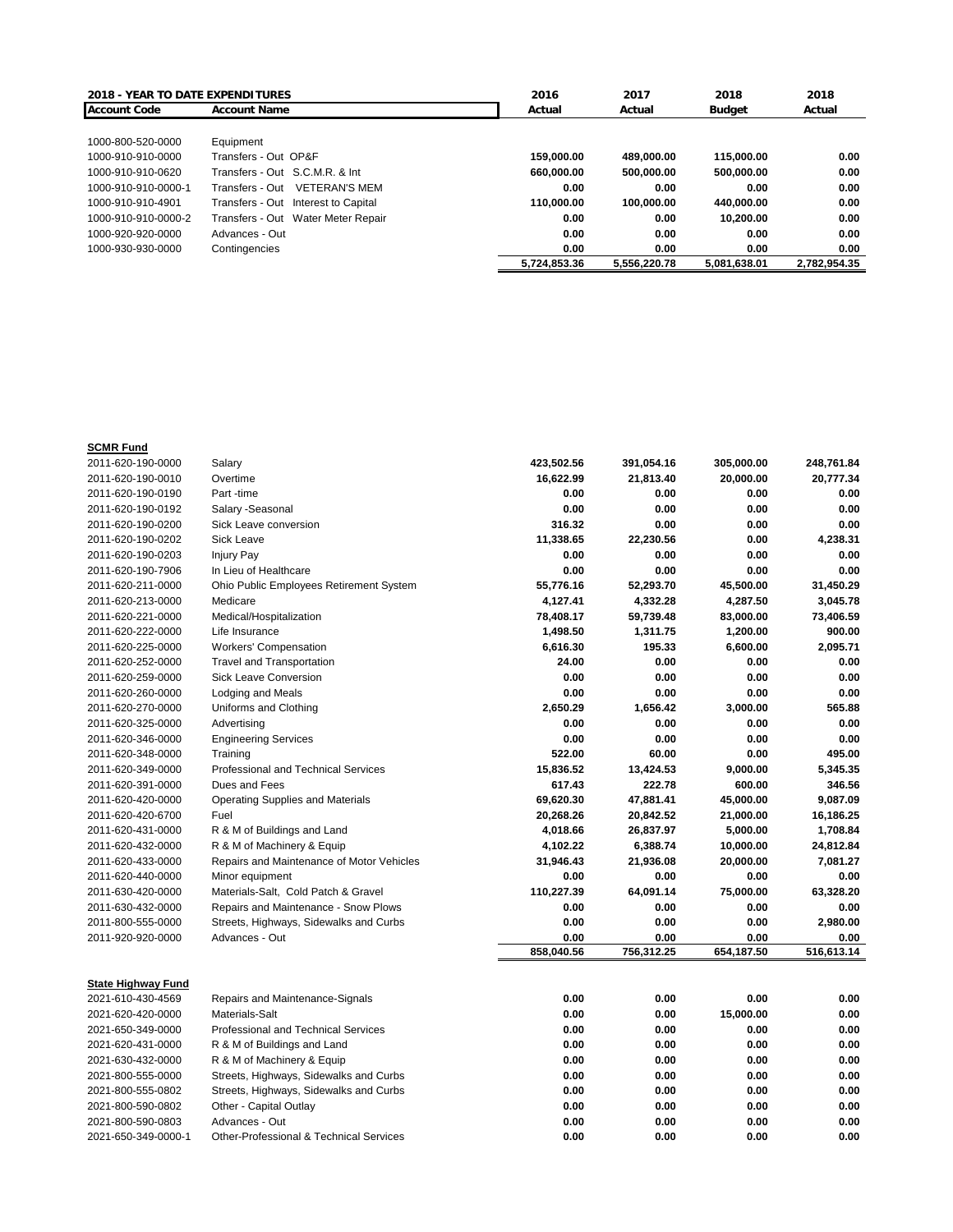| 2018 - YEAR TO DATE EXPENDITURES | | 2016 | 2017 | 2018 | 2018 |
|---|---|---|---|---|---|
| **Account Code** | **Account Name** | **Actual** | **Actual** | **Budget** | **Actual** |
| 1000-800-520-0000 | Equipment | | | | |
| 1000-910-910-0000 | Transfers - Out OP&F | 159,000.00 | 489,000.00 | 115,000.00 | 0.00 |
| 1000-910-910-0620 | Transfers - Out S.C.M.R. & Int | 660,000.00 | 500,000.00 | 500,000.00 | 0.00 |
| 1000-910-910-0000-1 | Transfers - Out VETERAN'S MEM | 0.00 | 0.00 | 0.00 | 0.00 |
| 1000-910-910-4901 | Transfers - Out Interest to Capital | 110,000.00 | 100,000.00 | 440,000.00 | 0.00 |
| 1000-910-910-0000-2 | Transfers - Out Water Meter Repair | 0.00 | 0.00 | 10,200.00 | 0.00 |
| 1000-920-920-0000 | Advances - Out | 0.00 | 0.00 | 0.00 | 0.00 |
| 1000-930-930-0000 | Contingencies | 0.00 | 0.00 | 0.00 | 0.00 |
| | | 5,724,853.36 | 5,556,220.78 | 5,081,638.01 | 2,782,954.35 |

**SCMR Fund**

| Account Code | Account Name | 2016 Actual | 2017 Actual | 2018 Budget | 2018 Actual |
|---|---|---|---|---|---|
| 2011-620-190-0000 | Salary | 423,502.56 | 391,054.16 | 305,000.00 | 248,761.84 |
| 2011-620-190-0010 | Overtime | 16,622.99 | 21,813.40 | 20,000.00 | 20,777.34 |
| 2011-620-190-0190 | Part -time | 0.00 | 0.00 | 0.00 | 0.00 |
| 2011-620-190-0192 | Salary -Seasonal | 0.00 | 0.00 | 0.00 | 0.00 |
| 2011-620-190-0200 | Sick Leave conversion | 316.32 | 0.00 | 0.00 | 0.00 |
| 2011-620-190-0202 | Sick Leave | 11,338.65 | 22,230.56 | 0.00 | 4,238.31 |
| 2011-620-190-0203 | Injury Pay | 0.00 | 0.00 | 0.00 | 0.00 |
| 2011-620-190-7906 | In Lieu of Healthcare | 0.00 | 0.00 | 0.00 | 0.00 |
| 2011-620-211-0000 | Ohio Public Employees Retirement System | 55,776.16 | 52,293.70 | 45,500.00 | 31,450.29 |
| 2011-620-213-0000 | Medicare | 4,127.41 | 4,332.28 | 4,287.50 | 3,045.78 |
| 2011-620-221-0000 | Medical/Hospitalization | 78,408.17 | 59,739.48 | 83,000.00 | 73,406.59 |
| 2011-620-222-0000 | Life Insurance | 1,498.50 | 1,311.75 | 1,200.00 | 900.00 |
| 2011-620-225-0000 | Workers' Compensation | 6,616.30 | 195.33 | 6,600.00 | 2,095.71 |
| 2011-620-252-0000 | Travel and Transportation | 24.00 | 0.00 | 0.00 | 0.00 |
| 2011-620-259-0000 | Sick Leave Conversion | 0.00 | 0.00 | 0.00 | 0.00 |
| 2011-620-260-0000 | Lodging and Meals | 0.00 | 0.00 | 0.00 | 0.00 |
| 2011-620-270-0000 | Uniforms and Clothing | 2,650.29 | 1,656.42 | 3,000.00 | 565.88 |
| 2011-620-325-0000 | Advertising | 0.00 | 0.00 | 0.00 | 0.00 |
| 2011-620-346-0000 | Engineering Services | 0.00 | 0.00 | 0.00 | 0.00 |
| 2011-620-348-0000 | Training | 522.00 | 60.00 | 0.00 | 495.00 |
| 2011-620-349-0000 | Professional and Technical Services | 15,836.52 | 13,424.53 | 9,000.00 | 5,345.35 |
| 2011-620-391-0000 | Dues and Fees | 617.43 | 222.78 | 600.00 | 346.56 |
| 2011-620-420-0000 | Operating Supplies and Materials | 69,620.30 | 47,881.41 | 45,000.00 | 9,087.09 |
| 2011-620-420-6700 | Fuel | 20,268.26 | 20,842.52 | 21,000.00 | 16,186.25 |
| 2011-620-431-0000 | R & M of Buildings and Land | 4,018.66 | 26,837.97 | 5,000.00 | 1,708.84 |
| 2011-620-432-0000 | R & M of Machinery & Equip | 4,102.22 | 6,388.74 | 10,000.00 | 24,812.84 |
| 2011-620-433-0000 | Repairs and Maintenance of Motor Vehicles | 31,946.43 | 21,936.08 | 20,000.00 | 7,081.27 |
| 2011-620-440-0000 | Minor equipment | 0.00 | 0.00 | 0.00 | 0.00 |
| 2011-630-420-0000 | Materials-Salt, Cold Patch & Gravel | 110,227.39 | 64,091.14 | 75,000.00 | 63,328.20 |
| 2011-630-432-0000 | Repairs and Maintenance - Snow Plows | 0.00 | 0.00 | 0.00 | 0.00 |
| 2011-800-555-0000 | Streets, Highways, Sidewalks and Curbs | 0.00 | 0.00 | 0.00 | 2,980.00 |
| 2011-920-920-0000 | Advances - Out | 0.00 | 0.00 | 0.00 | 0.00 |
| | | 858,040.56 | 756,312.25 | 654,187.50 | 516,613.14 |

**State Highway Fund**

| Account Code | Account Name | 2016 Actual | 2017 Actual | 2018 Budget | 2018 Actual |
|---|---|---|---|---|---|
| 2021-610-430-4569 | Repairs and Maintenance-Signals | 0.00 | 0.00 | 0.00 | 0.00 |
| 2021-620-420-0000 | Materials-Salt | 0.00 | 0.00 | 15,000.00 | 0.00 |
| 2021-650-349-0000 | Professional and Technical Services | 0.00 | 0.00 | 0.00 | 0.00 |
| 2021-620-431-0000 | R & M of Buildings and Land | 0.00 | 0.00 | 0.00 | 0.00 |
| 2021-630-432-0000 | R & M of Machinery & Equip | 0.00 | 0.00 | 0.00 | 0.00 |
| 2021-800-555-0000 | Streets, Highways, Sidewalks and Curbs | 0.00 | 0.00 | 0.00 | 0.00 |
| 2021-800-555-0802 | Streets, Highways, Sidewalks and Curbs | 0.00 | 0.00 | 0.00 | 0.00 |
| 2021-800-590-0802 | Other - Capital Outlay | 0.00 | 0.00 | 0.00 | 0.00 |
| 2021-800-590-0803 | Advances - Out | 0.00 | 0.00 | 0.00 | 0.00 |
| 2021-650-349-0000-1 | Other-Professional & Technical Services | 0.00 | 0.00 | 0.00 | 0.00 |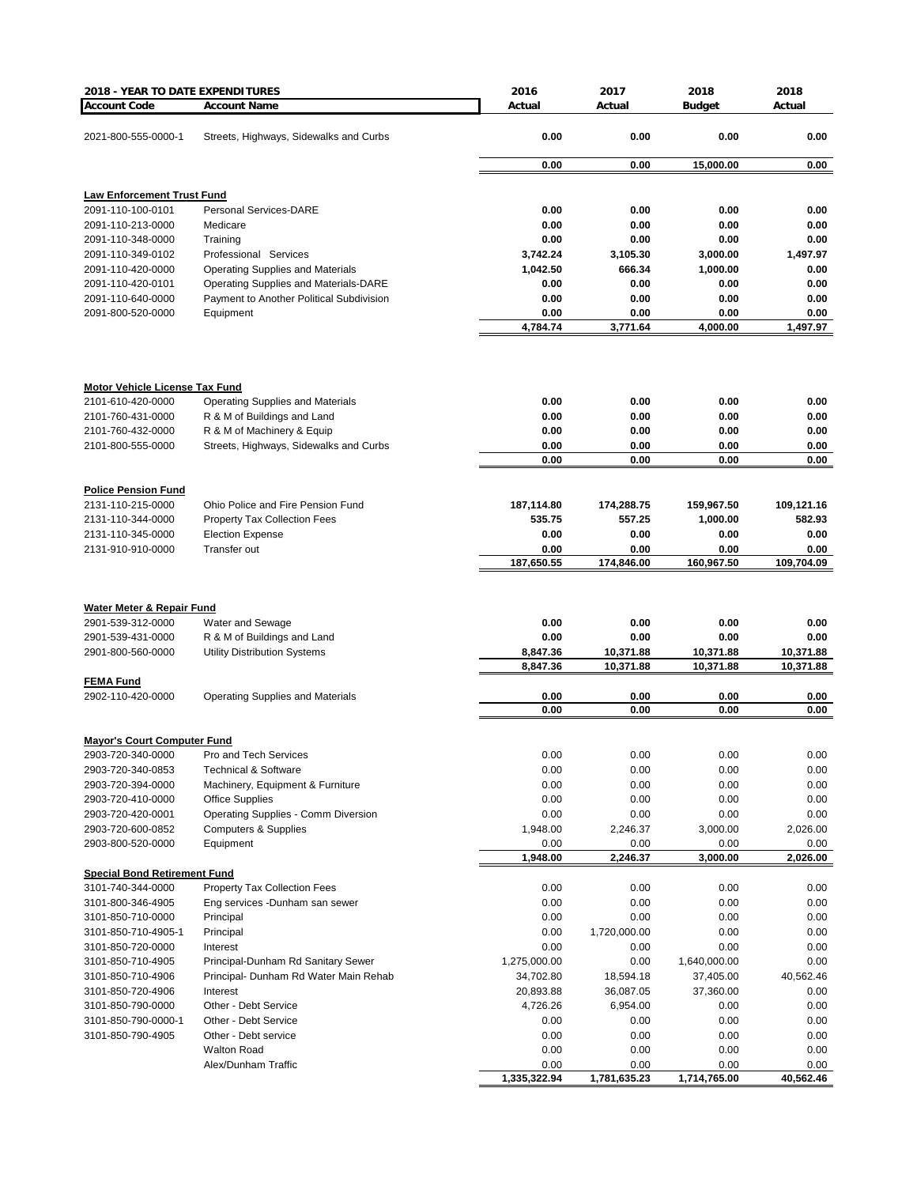| 2018 - YEAR TO DATE EXPENDITURES | | 2016 | 2017 | 2018 | 2018 |
|---|---|---|---|---|---|
| **Account Code** | **Account Name** | **Actual** | **Actual** | **Budget** | **Actual** |
| 2021-800-555-0000-1 | Streets, Highways, Sidewalks and Curbs | **0.00** | **0.00** | **0.00** | **0.00** |
| | | **0.00** | **0.00** | **15,000.00** | **0.00** |
| **Law Enforcement Trust Fund** | | | | | |
| 2091-110-100-0101 | Personal Services-DARE | **0.00** | **0.00** | **0.00** | **0.00** |
| 2091-110-213-0000 | Medicare | **0.00** | **0.00** | **0.00** | **0.00** |
| 2091-110-348-0000 | Training | **0.00** | **0.00** | **0.00** | **0.00** |
| 2091-110-349-0102 | Professional Services | **3,742.24** | **3,105.30** | **3,000.00** | **1,497.97** |
| 2091-110-420-0000 | Operating Supplies and Materials | **1,042.50** | **666.34** | **1,000.00** | **0.00** |
| 2091-110-420-0101 | Operating Supplies and Materials-DARE | **0.00** | **0.00** | **0.00** | **0.00** |
| 2091-110-640-0000 | Payment to Another Political Subdivision | **0.00** | **0.00** | **0.00** | **0.00** |
| 2091-800-520-0000 | Equipment | **0.00** | **0.00** | **0.00** | **0.00** |
| | | **4,784.74** | **3,771.64** | **4,000.00** | **1,497.97** |
| **Motor Vehicle License Tax Fund** | | | | | |
| 2101-610-420-0000 | Operating Supplies and Materials | **0.00** | **0.00** | **0.00** | **0.00** |
| 2101-760-431-0000 | R & M of Buildings and Land | **0.00** | **0.00** | **0.00** | **0.00** |
| 2101-760-432-0000 | R & M of Machinery & Equip | **0.00** | **0.00** | **0.00** | **0.00** |
| 2101-800-555-0000 | Streets, Highways, Sidewalks and Curbs | **0.00** | **0.00** | **0.00** | **0.00** |
| | | **0.00** | **0.00** | **0.00** | **0.00** |
| **Police Pension Fund** | | | | | |
| 2131-110-215-0000 | Ohio Police and Fire Pension Fund | **187,114.80** | **174,288.75** | **159,967.50** | **109,121.16** |
| 2131-110-344-0000 | Property Tax Collection Fees | **535.75** | **557.25** | **1,000.00** | **582.93** |
| 2131-110-345-0000 | Election Expense | **0.00** | **0.00** | **0.00** | **0.00** |
| 2131-910-910-0000 | Transfer out | **0.00** | **0.00** | **0.00** | **0.00** |
| | | **187,650.55** | **174,846.00** | **160,967.50** | **109,704.09** |
| **Water Meter & Repair Fund** | | | | | |
| 2901-539-312-0000 | Water and Sewage | **0.00** | **0.00** | **0.00** | **0.00** |
| 2901-539-431-0000 | R & M of Buildings and Land | **0.00** | **0.00** | **0.00** | **0.00** |
| 2901-800-560-0000 | Utility Distribution Systems | **8,847.36** | **10,371.88** | **10,371.88** | **10,371.88** |
| | | **8,847.36** | **10,371.88** | **10,371.88** | **10,371.88** |
| **FEMA Fund** | | | | | |
| 2902-110-420-0000 | Operating Supplies and Materials | **0.00** | **0.00** | **0.00** | **0.00** |
| | | **0.00** | **0.00** | **0.00** | **0.00** |
| **Mayor's Court Computer Fund** | | | | | |
| 2903-720-340-0000 | Pro and Tech Services | 0.00 | 0.00 | 0.00 | 0.00 |
| 2903-720-340-0853 | Technical & Software | 0.00 | 0.00 | 0.00 | 0.00 |
| 2903-720-394-0000 | Machinery, Equipment & Furniture | 0.00 | 0.00 | 0.00 | 0.00 |
| 2903-720-410-0000 | Office Supplies | 0.00 | 0.00 | 0.00 | 0.00 |
| 2903-720-420-0001 | Operating Supplies - Comm Diversion | 0.00 | 0.00 | 0.00 | 0.00 |
| 2903-720-600-0852 | Computers & Supplies | 1,948.00 | 2,246.37 | 3,000.00 | 2,026.00 |
| 2903-800-520-0000 | Equipment | 0.00 | 0.00 | 0.00 | 0.00 |
| | | **1,948.00** | **2,246.37** | **3,000.00** | **2,026.00** |
| **Special Bond Retirement Fund** | | | | | |
| 3101-740-344-0000 | Property Tax Collection Fees | 0.00 | 0.00 | 0.00 | 0.00 |
| 3101-800-346-4905 | Eng services -Dunham san sewer | 0.00 | 0.00 | 0.00 | 0.00 |
| 3101-850-710-0000 | Principal | 0.00 | 0.00 | 0.00 | 0.00 |
| 3101-850-710-4905-1 | Principal | 0.00 | 1,720,000.00 | 0.00 | 0.00 |
| 3101-850-720-0000 | Interest | 0.00 | 0.00 | 0.00 | 0.00 |
| 3101-850-710-4905 | Principal-Dunham Rd Sanitary Sewer | 1,275,000.00 | 0.00 | 1,640,000.00 | 0.00 |
| 3101-850-710-4906 | Principal- Dunham Rd Water Main Rehab | 34,702.80 | 18,594.18 | 37,405.00 | 40,562.46 |
| 3101-850-720-4906 | Interest | 20,893.88 | 36,087.05 | 37,360.00 | 0.00 |
| 3101-850-790-0000 | Other - Debt Service | 4,726.26 | 6,954.00 | 0.00 | 0.00 |
| 3101-850-790-0000-1 | Other - Debt Service | 0.00 | 0.00 | 0.00 | 0.00 |
| 3101-850-790-4905 | Other - Debt service | 0.00 | 0.00 | 0.00 | 0.00 |
| | Walton Road | 0.00 | 0.00 | 0.00 | 0.00 |
| | Alex/Dunham Traffic | 0.00 | 0.00 | 0.00 | 0.00 |
| | | **1,335,322.94** | **1,781,635.23** | **1,714,765.00** | **40,562.46** |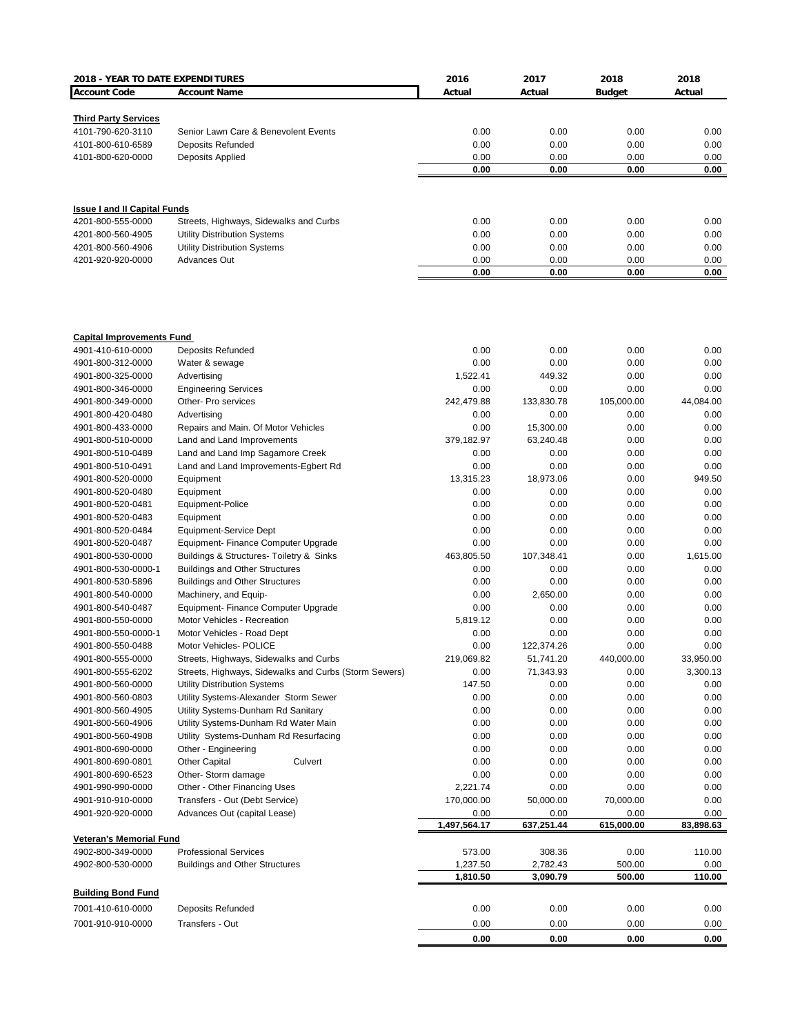**2018 - YEAR TO DATE EXPENDITURES**

| Account Code | Account Name | 2016 Actual | 2017 Actual | 2018 Budget | 2018 Actual |
|---|---|---|---|---|---|
| **Third Party Services** | | | | | |
| 4101-790-620-3110 | Senior Lawn Care & Benevolent Events | 0.00 | 0.00 | 0.00 | 0.00 |
| 4101-800-610-6589 | Deposits Refunded | 0.00 | 0.00 | 0.00 | 0.00 |
| 4101-800-620-0000 | Deposits Applied | 0.00 | 0.00 | 0.00 | 0.00 |
| | | **0.00** | **0.00** | **0.00** | **0.00** |
| **Issue I and II Capital Funds** | | | | | |
| 4201-800-555-0000 | Streets, Highways, Sidewalks and Curbs | 0.00 | 0.00 | 0.00 | 0.00 |
| 4201-800-560-4905 | Utility Distribution Systems | 0.00 | 0.00 | 0.00 | 0.00 |
| 4201-800-560-4906 | Utility Distribution Systems | 0.00 | 0.00 | 0.00 | 0.00 |
| 4201-920-920-0000 | Advances Out | 0.00 | 0.00 | 0.00 | 0.00 |
| | | **0.00** | **0.00** | **0.00** | **0.00** |
| **Capital Improvements Fund** | | | | | |
| 4901-410-610-0000 | Deposits Refunded | 0.00 | 0.00 | 0.00 | 0.00 |
| 4901-800-312-0000 | Water & sewage | 0.00 | 0.00 | 0.00 | 0.00 |
| 4901-800-325-0000 | Advertising | 1,522.41 | 449.32 | 0.00 | 0.00 |
| 4901-800-346-0000 | Engineering Services | 0.00 | 0.00 | 0.00 | 0.00 |
| 4901-800-349-0000 | Other- Pro services | 242,479.88 | 133,830.78 | 105,000.00 | 44,084.00 |
| 4901-800-420-0480 | Advertising | 0.00 | 0.00 | 0.00 | 0.00 |
| 4901-800-433-0000 | Repairs and Main. Of Motor Vehicles | 0.00 | 15,300.00 | 0.00 | 0.00 |
| 4901-800-510-0000 | Land and Land Improvements | 379,182.97 | 63,240.48 | 0.00 | 0.00 |
| 4901-800-510-0489 | Land and Land Imp Sagamore Creek | 0.00 | 0.00 | 0.00 | 0.00 |
| 4901-800-510-0491 | Land and Land Improvements-Egbert Rd | 0.00 | 0.00 | 0.00 | 0.00 |
| 4901-800-520-0000 | Equipment | 13,315.23 | 18,973.06 | 0.00 | 949.50 |
| 4901-800-520-0480 | Equipment | 0.00 | 0.00 | 0.00 | 0.00 |
| 4901-800-520-0481 | Equipment-Police | 0.00 | 0.00 | 0.00 | 0.00 |
| 4901-800-520-0483 | Equipment | 0.00 | 0.00 | 0.00 | 0.00 |
| 4901-800-520-0484 | Equipment-Service Dept | 0.00 | 0.00 | 0.00 | 0.00 |
| 4901-800-520-0487 | Equipment- Finance Computer Upgrade | 0.00 | 0.00 | 0.00 | 0.00 |
| 4901-800-530-0000 | Buildings & Structures- Toiletry & Sinks | 463,805.50 | 107,348.41 | 0.00 | 1,615.00 |
| 4901-800-530-0000-1 | Buildings and Other Structures | 0.00 | 0.00 | 0.00 | 0.00 |
| 4901-800-530-5896 | Buildings and Other Structures | 0.00 | 0.00 | 0.00 | 0.00 |
| 4901-800-540-0000 | Machinery, and Equip- | 0.00 | 2,650.00 | 0.00 | 0.00 |
| 4901-800-540-0487 | Equipment- Finance Computer Upgrade | 0.00 | 0.00 | 0.00 | 0.00 |
| 4901-800-550-0000 | Motor Vehicles - Recreation | 5,819.12 | 0.00 | 0.00 | 0.00 |
| 4901-800-550-0000-1 | Motor Vehicles - Road Dept | 0.00 | 0.00 | 0.00 | 0.00 |
| 4901-800-550-0488 | Motor Vehicles- POLICE | 0.00 | 122,374.26 | 0.00 | 0.00 |
| 4901-800-555-0000 | Streets, Highways, Sidewalks and Curbs | 219,069.82 | 51,741.20 | 440,000.00 | 33,950.00 |
| 4901-800-555-6202 | Streets, Highways, Sidewalks and Curbs (Storm Sewers) | 0.00 | 71,343.93 | 0.00 | 3,300.13 |
| 4901-800-560-0000 | Utility Distribution Systems | 147.50 | 0.00 | 0.00 | 0.00 |
| 4901-800-560-0803 | Utility Systems-Alexander Storm Sewer | 0.00 | 0.00 | 0.00 | 0.00 |
| 4901-800-560-4905 | Utility Systems-Dunham Rd Sanitary | 0.00 | 0.00 | 0.00 | 0.00 |
| 4901-800-560-4906 | Utility Systems-Dunham Rd Water Main | 0.00 | 0.00 | 0.00 | 0.00 |
| 4901-800-560-4908 | Utility Systems-Dunham Rd Resurfacing | 0.00 | 0.00 | 0.00 | 0.00 |
| 4901-800-690-0000 | Other - Engineering | 0.00 | 0.00 | 0.00 | 0.00 |
| 4901-800-690-0801 | Other Capital Culvert | 0.00 | 0.00 | 0.00 | 0.00 |
| 4901-800-690-6523 | Other- Storm damage | 0.00 | 0.00 | 0.00 | 0.00 |
| 4901-990-990-0000 | Other - Other Financing Uses | 2,221.74 | 0.00 | 0.00 | 0.00 |
| 4901-910-910-0000 | Transfers - Out (Debt Service) | 170,000.00 | 50,000.00 | 70,000.00 | 0.00 |
| 4901-920-920-0000 | Advances Out (capital Lease) | 0.00 | 0.00 | 0.00 | 0.00 |
| | | **1,497,564.17** | **637,251.44** | **615,000.00** | **83,898.63** |
| **Veteran's Memorial Fund** | | | | | |
| 4902-800-349-0000 | Professional Services | 573.00 | 308.36 | 0.00 | 110.00 |
| 4902-800-530-0000 | Buildings and Other Structures | 1,237.50 | 2,782.43 | 500.00 | 0.00 |
| | | **1,810.50** | **3,090.79** | **500.00** | **110.00** |
| **Building Bond Fund** | | | | | |
| 7001-410-610-0000 | Deposits Refunded | 0.00 | 0.00 | 0.00 | 0.00 |
| 7001-910-910-0000 | Transfers - Out | 0.00 | 0.00 | 0.00 | 0.00 |
| | | **0.00** | **0.00** | **0.00** | **0.00** |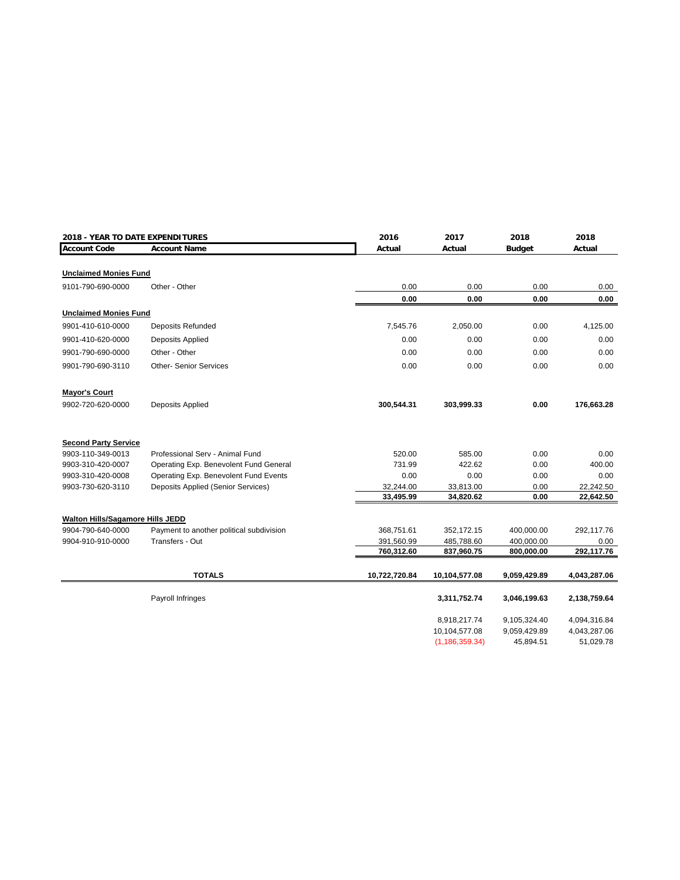| 2018 - YEAR TO DATE EXPENDITURES | | 2016 | 2017 | 2018 | 2018 |
|---|---|---|---|---|---|
| **Account Code** | **Account Name** | **Actual** | **Actual** | **Budget** | **Actual** |
| **Unclaimed Monies Fund** | | | | | |
| 9101-790-690-0000 | Other - Other | 0.00 | 0.00 | 0.00 | 0.00 |
| | | **0.00** | **0.00** | **0.00** | **0.00** |
| **Unclaimed Monies Fund** | | | | | |
| 9901-410-610-0000 | Deposits Refunded | 7,545.76 | 2,050.00 | 0.00 | 4,125.00 |
| 9901-410-620-0000 | Deposits Applied | 0.00 | 0.00 | 0.00 | 0.00 |
| 9901-790-690-0000 | Other - Other | 0.00 | 0.00 | 0.00 | 0.00 |
| 9901-790-690-3110 | Other- Senior Services | 0.00 | 0.00 | 0.00 | 0.00 |
| **Mayor's Court** | | | | | |
| 9902-720-620-0000 | Deposits Applied | **300,544.31** | **303,999.33** | **0.00** | **176,663.28** |
| **Second Party Service** | | | | | |
| 9903-110-349-0013 | Professional Serv - Animal Fund | 520.00 | 585.00 | 0.00 | 0.00 |
| 9903-310-420-0007 | Operating Exp. Benevolent Fund General | 731.99 | 422.62 | 0.00 | 400.00 |
| 9903-310-420-0008 | Operating Exp. Benevolent Fund Events | 0.00 | 0.00 | 0.00 | 0.00 |
| 9903-730-620-3110 | Deposits Applied (Senior Services) | 32,244.00 | 33,813.00 | 0.00 | 22,242.50 |
| | | **33,495.99** | **34,820.62** | **0.00** | **22,642.50** |
| **Walton Hills/Sagamore Hills JEDD** | | | | | |
| 9904-790-640-0000 | Payment to another political subdivision | 368,751.61 | 352,172.15 | 400,000.00 | 292,117.76 |
| 9904-910-910-0000 | Transfers - Out | 391,560.99 | 485,788.60 | 400,000.00 | 0.00 |
| | | **760,312.60** | **837,960.75** | **800,000.00** | **292,117.76** |
| | **TOTALS** | **10,722,720.84** | **10,104,577.08** | **9,059,429.89** | **4,043,287.06** |
| | Payroll Infringes | | **3,311,752.74** | **3,046,199.63** | **2,138,759.64** |
| | | | 8,918,217.74 | 9,105,324.40 | 4,094,316.84 |
| | | | 10,104,577.08 | 9,059,429.89 | 4,043,287.06 |
| | | | (1,186,359.34) | 45,894.51 | 51,029.78 |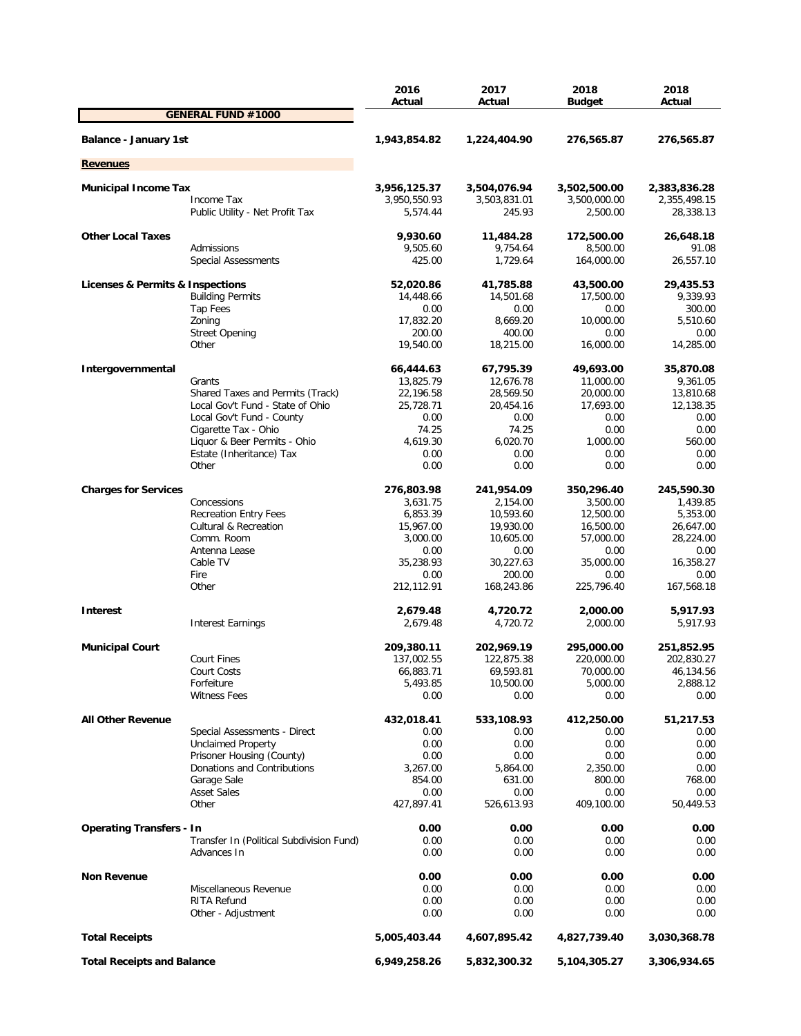| | | 2016 Actual | 2017 Actual | 2018 Budget | 2018 Actual |
|---|---|---|---|---|---|
| **GENERAL FUND #1000** | | | | | |
| **Balance - January 1st** | | **1,943,854.82** | **1,224,404.90** | **276,565.87** | **276,565.87** |
| **Revenues** | | | | | |
| **Municipal Income Tax** | | **3,956,125.37** | **3,504,076.94** | **3,502,500.00** | **2,383,836.28** |
| | Income Tax | 3,950,550.93 | 3,503,831.01 | 3,500,000.00 | 2,355,498.15 |
| | Public Utility - Net Profit Tax | 5,574.44 | 245.93 | 2,500.00 | 28,338.13 |
| **Other Local Taxes** | | **9,930.60** | **11,484.28** | **172,500.00** | **26,648.18** |
| | Admissions | 9,505.60 | 9,754.64 | 8,500.00 | 91.08 |
| | Special Assessments | 425.00 | 1,729.64 | 164,000.00 | 26,557.10 |
| **Licenses & Permits & Inspections** | | **52,020.86** | **41,785.88** | **43,500.00** | **29,435.53** |
| | Building Permits | 14,448.66 | 14,501.68 | 17,500.00 | 9,339.93 |
| | Tap Fees | 0.00 | 0.00 | 0.00 | 300.00 |
| | Zoning | 17,832.20 | 8,669.20 | 10,000.00 | 5,510.60 |
| | Street Opening | 200.00 | 400.00 | 0.00 | 0.00 |
| | Other | 19,540.00 | 18,215.00 | 16,000.00 | 14,285.00 |
| **Intergovernmental** | | **66,444.63** | **67,795.39** | **49,693.00** | **35,870.08** |
| | Grants | 13,825.79 | 12,676.78 | 11,000.00 | 9,361.05 |
| | Shared Taxes and Permits (Track) | 22,196.58 | 28,569.50 | 20,000.00 | 13,810.68 |
| | Local Gov't Fund - State of Ohio | 25,728.71 | 20,454.16 | 17,693.00 | 12,138.35 |
| | Local Gov't Fund - County | 0.00 | 0.00 | 0.00 | 0.00 |
| | Cigarette Tax - Ohio | 74.25 | 74.25 | 0.00 | 0.00 |
| | Liquor & Beer Permits - Ohio | 4,619.30 | 6,020.70 | 1,000.00 | 560.00 |
| | Estate (Inheritance) Tax | 0.00 | 0.00 | 0.00 | 0.00 |
| | Other | 0.00 | 0.00 | 0.00 | 0.00 |
| **Charges for Services** | | **276,803.98** | **241,954.09** | **350,296.40** | **245,590.30** |
| | Concessions | 3,631.75 | 2,154.00 | 3,500.00 | 1,439.85 |
| | Recreation Entry Fees | 6,853.39 | 10,593.60 | 12,500.00 | 5,353.00 |
| | Cultural & Recreation | 15,967.00 | 19,930.00 | 16,500.00 | 26,647.00 |
| | Comm. Room | 3,000.00 | 10,605.00 | 57,000.00 | 28,224.00 |
| | Antenna Lease | 0.00 | 0.00 | 0.00 | 0.00 |
| | Cable TV | 35,238.93 | 30,227.63 | 35,000.00 | 16,358.27 |
| | Fire | 0.00 | 200.00 | 0.00 | 0.00 |
| | Other | 212,112.91 | 168,243.86 | 225,796.40 | 167,568.18 |
| **Interest** | | **2,679.48** | **4,720.72** | **2,000.00** | **5,917.93** |
| | Interest Earnings | 2,679.48 | 4,720.72 | 2,000.00 | 5,917.93 |
| **Municipal Court** | | **209,380.11** | **202,969.19** | **295,000.00** | **251,852.95** |
| | Court Fines | 137,002.55 | 122,875.38 | 220,000.00 | 202,830.27 |
| | Court Costs | 66,883.71 | 69,593.81 | 70,000.00 | 46,134.56 |
| | Forfeiture | 5,493.85 | 10,500.00 | 5,000.00 | 2,888.12 |
| | Witness Fees | 0.00 | 0.00 | 0.00 | 0.00 |
| **All Other Revenue** | | **432,018.41** | **533,108.93** | **412,250.00** | **51,217.53** |
| | Special Assessments - Direct | 0.00 | 0.00 | 0.00 | 0.00 |
| | Unclaimed Property | 0.00 | 0.00 | 0.00 | 0.00 |
| | Prisoner Housing (County) | 0.00 | 0.00 | 0.00 | 0.00 |
| | Donations and Contributions | 3,267.00 | 5,864.00 | 2,350.00 | 0.00 |
| | Garage Sale | 854.00 | 631.00 | 800.00 | 768.00 |
| | Asset Sales | 0.00 | 0.00 | 0.00 | 0.00 |
| | Other | 427,897.41 | 526,613.93 | 409,100.00 | 50,449.53 |
| **Operating Transfers - In** | | **0.00** | **0.00** | **0.00** | **0.00** |
| | Transfer In (Political Subdivision Fund) | 0.00 | 0.00 | 0.00 | 0.00 |
| | Advances In | 0.00 | 0.00 | 0.00 | 0.00 |
| **Non Revenue** | | **0.00** | **0.00** | **0.00** | **0.00** |
| | Miscellaneous Revenue | 0.00 | 0.00 | 0.00 | 0.00 |
| | RITA Refund | 0.00 | 0.00 | 0.00 | 0.00 |
| | Other - Adjustment | 0.00 | 0.00 | 0.00 | 0.00 |
| **Total Receipts** | | **5,005,403.44** | **4,607,895.42** | **4,827,739.40** | **3,030,368.78** |
| **Total Receipts and Balance** | | **6,949,258.26** | **5,832,300.32** | **5,104,305.27** | **3,306,934.65** |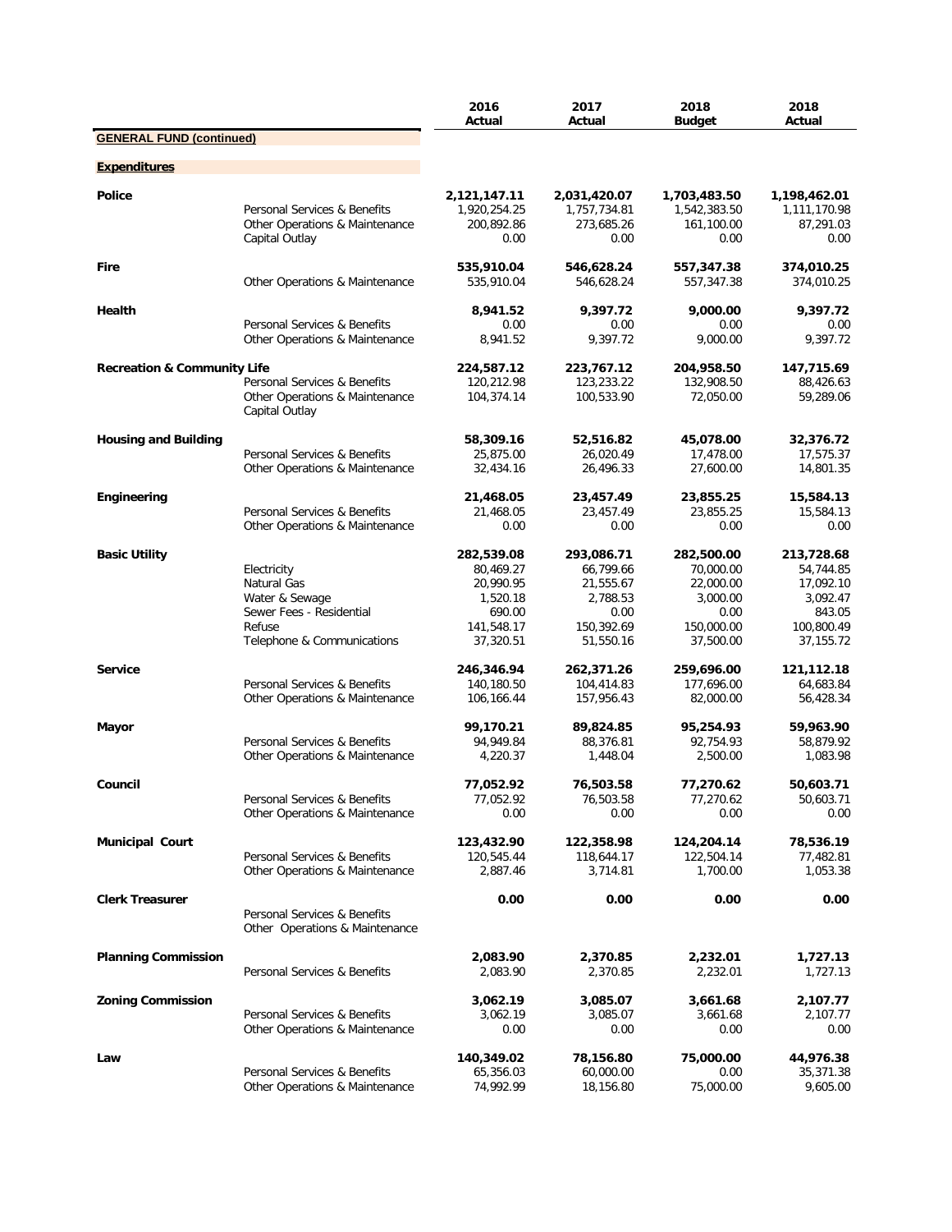| | | 2016 Actual | 2017 Actual | 2018 Budget | 2018 Actual |
|---|---|---|---|---|---|
| **GENERAL FUND (continued)** | | | | | |
| **Expenditures** | | | | | |
| **Police** | | **2,121,147.11** | **2,031,420.07** | **1,703,483.50** | **1,198,462.01** |
| | Personal Services & Benefits | 1,920,254.25 | 1,757,734.81 | 1,542,383.50 | 1,111,170.98 |
| | Other Operations & Maintenance | 200,892.86 | 273,685.26 | 161,100.00 | 87,291.03 |
| | Capital Outlay | 0.00 | 0.00 | 0.00 | 0.00 |
| **Fire** | | **535,910.04** | **546,628.24** | **557,347.38** | **374,010.25** |
| | Other Operations & Maintenance | 535,910.04 | 546,628.24 | 557,347.38 | 374,010.25 |
| **Health** | | **8,941.52** | **9,397.72** | **9,000.00** | **9,397.72** |
| | Personal Services & Benefits | 0.00 | 0.00 | 0.00 | 0.00 |
| | Other Operations & Maintenance | 8,941.52 | 9,397.72 | 9,000.00 | 9,397.72 |
| **Recreation & Community Life** | | **224,587.12** | **223,767.12** | **204,958.50** | **147,715.69** |
| | Personal Services & Benefits | 120,212.98 | 123,233.22 | 132,908.50 | 88,426.63 |
| | Other Operations & Maintenance | 104,374.14 | 100,533.90 | 72,050.00 | 59,289.06 |
| | Capital Outlay | | | | |
| **Housing and Building** | | **58,309.16** | **52,516.82** | **45,078.00** | **32,376.72** |
| | Personal Services & Benefits | 25,875.00 | 26,020.49 | 17,478.00 | 17,575.37 |
| | Other Operations & Maintenance | 32,434.16 | 26,496.33 | 27,600.00 | 14,801.35 |
| **Engineering** | | **21,468.05** | **23,457.49** | **23,855.25** | **15,584.13** |
| | Personal Services & Benefits | 21,468.05 | 23,457.49 | 23,855.25 | 15,584.13 |
| | Other Operations & Maintenance | 0.00 | 0.00 | 0.00 | 0.00 |
| **Basic Utility** | | **282,539.08** | **293,086.71** | **282,500.00** | **213,728.68** |
| | Electricity | 80,469.27 | 66,799.66 | 70,000.00 | 54,744.85 |
| | Natural Gas | 20,990.95 | 21,555.67 | 22,000.00 | 17,092.10 |
| | Water & Sewage | 1,520.18 | 2,788.53 | 3,000.00 | 3,092.47 |
| | Sewer Fees - Residential | 690.00 | 0.00 | 0.00 | 843.05 |
| | Refuse | 141,548.17 | 150,392.69 | 150,000.00 | 100,800.49 |
| | Telephone & Communications | 37,320.51 | 51,550.16 | 37,500.00 | 37,155.72 |
| **Service** | | **246,346.94** | **262,371.26** | **259,696.00** | **121,112.18** |
| | Personal Services & Benefits | 140,180.50 | 104,414.83 | 177,696.00 | 64,683.84 |
| | Other Operations & Maintenance | 106,166.44 | 157,956.43 | 82,000.00 | 56,428.34 |
| **Mayor** | | **99,170.21** | **89,824.85** | **95,254.93** | **59,963.90** |
| | Personal Services & Benefits | 94,949.84 | 88,376.81 | 92,754.93 | 58,879.92 |
| | Other Operations & Maintenance | 4,220.37 | 1,448.04 | 2,500.00 | 1,083.98 |
| **Council** | | **77,052.92** | **76,503.58** | **77,270.62** | **50,603.71** |
| | Personal Services & Benefits | 77,052.92 | 76,503.58 | 77,270.62 | 50,603.71 |
| | Other Operations & Maintenance | 0.00 | 0.00 | 0.00 | 0.00 |
| **Municipal Court** | | **123,432.90** | **122,358.98** | **124,204.14** | **78,536.19** |
| | Personal Services & Benefits | 120,545.44 | 118,644.17 | 122,504.14 | 77,482.81 |
| | Other Operations & Maintenance | 2,887.46 | 3,714.81 | 1,700.00 | 1,053.38 |
| **Clerk Treasurer** | | **0.00** | **0.00** | **0.00** | **0.00** |
| | Personal Services & Benefits | | | | |
| | Other Operations & Maintenance | | | | |
| **Planning Commission** | | **2,083.90** | **2,370.85** | **2,232.01** | **1,727.13** |
| | Personal Services & Benefits | 2,083.90 | 2,370.85 | 2,232.01 | 1,727.13 |
| **Zoning Commission** | | **3,062.19** | **3,085.07** | **3,661.68** | **2,107.77** |
| | Personal Services & Benefits | 3,062.19 | 3,085.07 | 3,661.68 | 2,107.77 |
| | Other Operations & Maintenance | 0.00 | 0.00 | 0.00 | 0.00 |
| **Law** | | **140,349.02** | **78,156.80** | **75,000.00** | **44,976.38** |
| | Personal Services & Benefits | 65,356.03 | 60,000.00 | 0.00 | 35,371.38 |
| | Other Operations & Maintenance | 74,992.99 | 18,156.80 | 75,000.00 | 9,605.00 |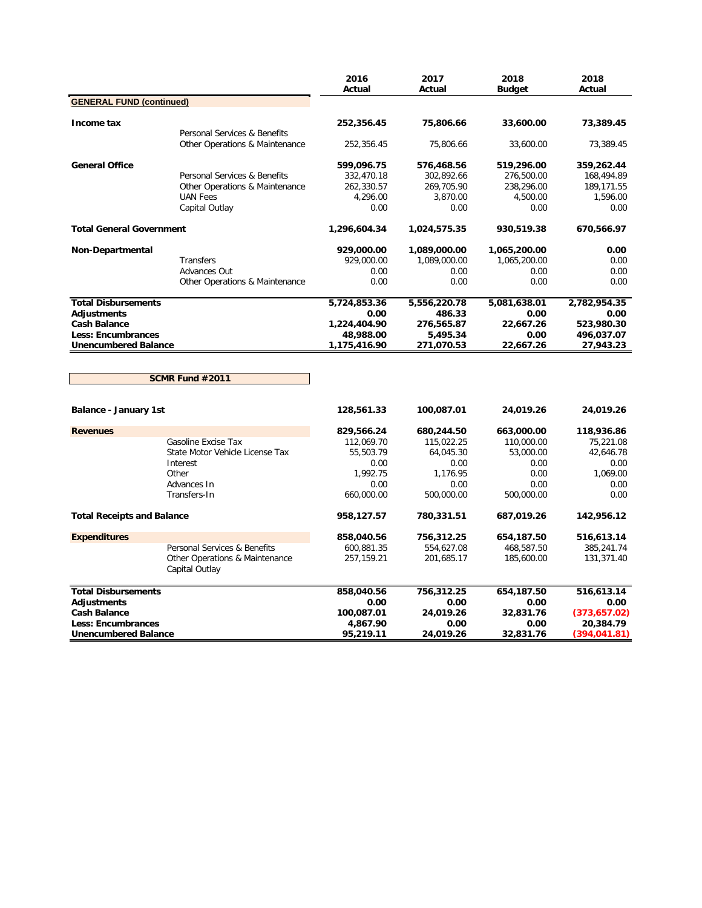| | | 2016 Actual | 2017 Actual | 2018 Budget | 2018 Actual |
|---|---|---|---|---|---|
| **GENERAL FUND (continued)** | | | | | |
| **Income tax** | | **252,356.45** | **75,806.66** | **33,600.00** | **73,389.45** |
| | Personal Services & Benefits | | | | |
| | Other Operations & Maintenance | 252,356.45 | 75,806.66 | 33,600.00 | 73,389.45 |
| **General Office** | | **599,096.75** | **576,468.56** | **519,296.00** | **359,262.44** |
| | Personal Services & Benefits | 332,470.18 | 302,892.66 | 276,500.00 | 168,494.89 |
| | Other Operations & Maintenance | 262,330.57 | 269,705.90 | 238,296.00 | 189,171.55 |
| | UAN Fees | 4,296.00 | 3,870.00 | 4,500.00 | 1,596.00 |
| | Capital Outlay | 0.00 | 0.00 | 0.00 | 0.00 |
| **Total General Government** | | **1,296,604.34** | **1,024,575.35** | **930,519.38** | **670,566.97** |
| **Non-Departmental** | | **929,000.00** | **1,089,000.00** | **1,065,200.00** | **0.00** |
| | Transfers | 929,000.00 | 1,089,000.00 | 1,065,200.00 | 0.00 |
| | Advances Out | 0.00 | 0.00 | 0.00 | 0.00 |
| | Other Operations & Maintenance | 0.00 | 0.00 | 0.00 | 0.00 |
| **Total Disbursements** | | **5,724,853.36** | **5,556,220.78** | **5,081,638.01** | **2,782,954.35** |
| **Adjustments** | | **0.00** | **486.33** | **0.00** | **0.00** |
| **Cash Balance** | | **1,224,404.90** | **276,565.87** | **22,667.26** | **523,980.30** |
| **Less: Encumbrances** | | **48,988.00** | **5,495.34** | **0.00** | **496,037.07** |
| **Unencumbered Balance** | | **1,175,416.90** | **271,070.53** | **22,667.26** | **27,943.23** |

**SCMR Fund #2011**

| | | 2016 Actual | 2017 Actual | 2018 Budget | 2018 Actual |
|---|---|---|---|---|---|
| **Balance - January 1st** | | **128,561.33** | **100,087.01** | **24,019.26** | **24,019.26** |
| **Revenues** | | **829,566.24** | **680,244.50** | **663,000.00** | **118,936.86** |
| | Gasoline Excise Tax | 112,069.70 | 115,022.25 | 110,000.00 | 75,221.08 |
| | State Motor Vehicle License Tax | 55,503.79 | 64,045.30 | 53,000.00 | 42,646.78 |
| | Interest | 0.00 | 0.00 | 0.00 | 0.00 |
| | Other | 1,992.75 | 1,176.95 | 0.00 | 1,069.00 |
| | Advances In | 0.00 | 0.00 | 0.00 | 0.00 |
| | Transfers-In | 660,000.00 | 500,000.00 | 500,000.00 | 0.00 |
| **Total Receipts and Balance** | | **958,127.57** | **780,331.51** | **687,019.26** | **142,956.12** |
| **Expenditures** | | **858,040.56** | **756,312.25** | **654,187.50** | **516,613.14** |
| | Personal Services & Benefits | 600,881.35 | 554,627.08 | 468,587.50 | 385,241.74 |
| | Other Operations & Maintenance | 257,159.21 | 201,685.17 | 185,600.00 | 131,371.40 |
| | Capital Outlay | | | | |
| **Total Disbursements** | | **858,040.56** | **756,312.25** | **654,187.50** | **516,613.14** |
| **Adjustments** | | **0.00** | **0.00** | **0.00** | **0.00** |
| **Cash Balance** | | **100,087.01** | **24,019.26** | **32,831.76** | **(373,657.02)** |
| **Less: Encumbrances** | | **4,867.90** | **0.00** | **0.00** | **20,384.79** |
| **Unencumbered Balance** | | **95,219.11** | **24,019.26** | **32,831.76** | **(394,041.81)** |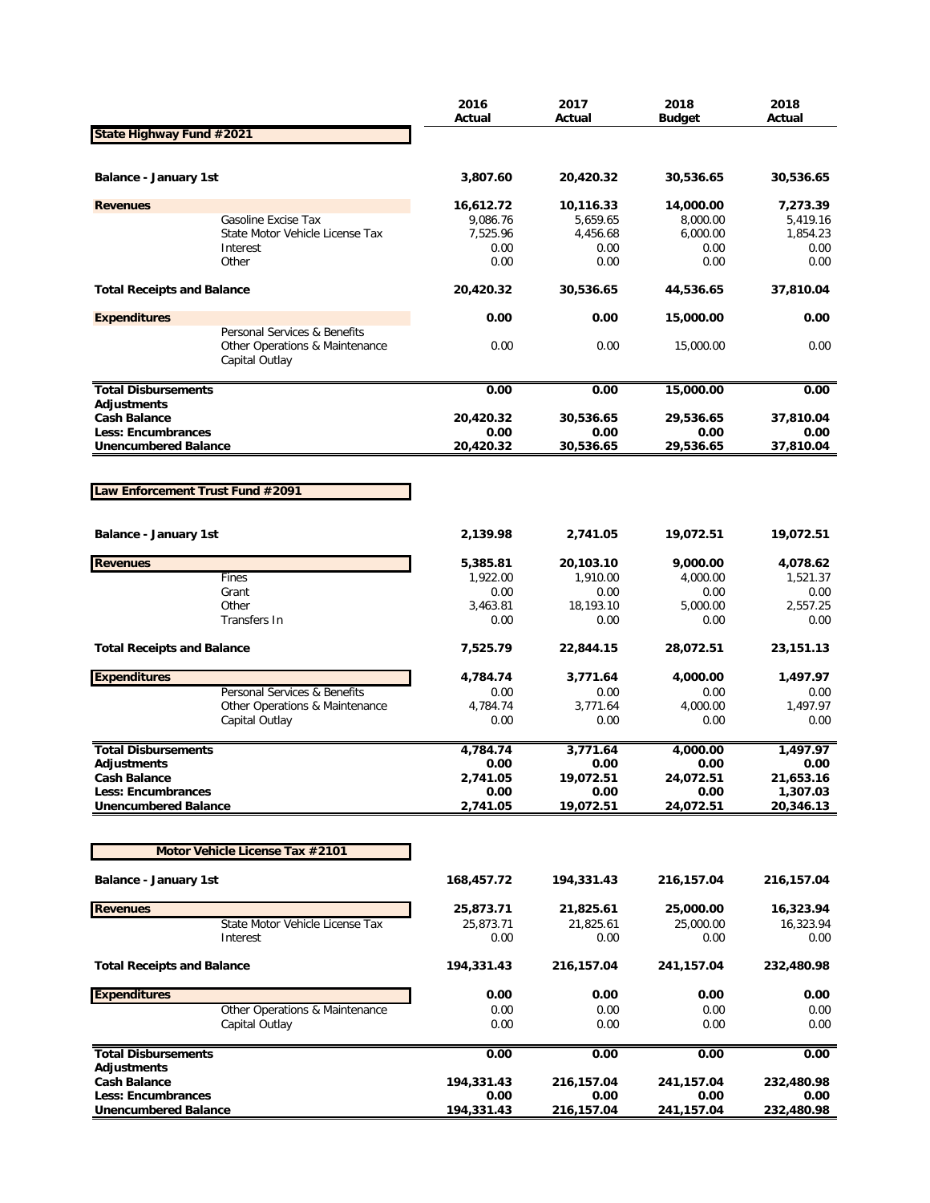| | 2016 Actual | 2017 Actual | 2018 Budget | 2018 Actual |
|---|---|---|---|---|
| **State Highway Fund #2021** | | | | |
| **Balance - January 1st** | **3,807.60** | **20,420.32** | **30,536.65** | **30,536.65** |
| **Revenues** | **16,612.72** | **10,116.33** | **14,000.00** | **7,273.39** |
| Gasoline Excise Tax | 9,086.76 | 5,659.65 | 8,000.00 | 5,419.16 |
| State Motor Vehicle License Tax | 7,525.96 | 4,456.68 | 6,000.00 | 1,854.23 |
| Interest | 0.00 | 0.00 | 0.00 | 0.00 |
| Other | 0.00 | 0.00 | 0.00 | 0.00 |
| **Total Receipts and Balance** | **20,420.32** | **30,536.65** | **44,536.65** | **37,810.04** |
| **Expenditures** | **0.00** | **0.00** | **15,000.00** | **0.00** |
| Personal Services & Benefits | | | | |
| Other Operations & Maintenance | 0.00 | 0.00 | 15,000.00 | 0.00 |
| Capital Outlay | | | | |
| **Total Disbursements** | **0.00** | **0.00** | **15,000.00** | **0.00** |
| **Adjustments** | | | | |
| **Cash Balance** | **20,420.32** | **30,536.65** | **29,536.65** | **37,810.04** |
| **Less: Encumbrances** | **0.00** | **0.00** | **0.00** | **0.00** |
| **Unencumbered Balance** | **20,420.32** | **30,536.65** | **29,536.65** | **37,810.04** |

| | 2016 Actual | 2017 Actual | 2018 Budget | 2018 Actual |
|---|---|---|---|---|
| **Law Enforcement Trust Fund #2091** | | | | |
| **Balance - January 1st** | **2,139.98** | **2,741.05** | **19,072.51** | **19,072.51** |
| **Revenues** | **5,385.81** | **20,103.10** | **9,000.00** | **4,078.62** |
| Fines | 1,922.00 | 1,910.00 | 4,000.00 | 1,521.37 |
| Grant | 0.00 | 0.00 | 0.00 | 0.00 |
| Other | 3,463.81 | 18,193.10 | 5,000.00 | 2,557.25 |
| Transfers In | 0.00 | 0.00 | 0.00 | 0.00 |
| **Total Receipts and Balance** | **7,525.79** | **22,844.15** | **28,072.51** | **23,151.13** |
| **Expenditures** | **4,784.74** | **3,771.64** | **4,000.00** | **1,497.97** |
| Personal Services & Benefits | 0.00 | 0.00 | 0.00 | 0.00 |
| Other Operations & Maintenance | 4,784.74 | 3,771.64 | 4,000.00 | 1,497.97 |
| Capital Outlay | 0.00 | 0.00 | 0.00 | 0.00 |
| **Total Disbursements** | **4,784.74** | **3,771.64** | **4,000.00** | **1,497.97** |
| **Adjustments** | **0.00** | **0.00** | **0.00** | **0.00** |
| **Cash Balance** | **2,741.05** | **19,072.51** | **24,072.51** | **21,653.16** |
| **Less: Encumbrances** | **0.00** | **0.00** | **0.00** | **1,307.03** |
| **Unencumbered Balance** | **2,741.05** | **19,072.51** | **24,072.51** | **20,346.13** |

| | 2016 Actual | 2017 Actual | 2018 Budget | 2018 Actual |
|---|---|---|---|---|
| **Motor Vehicle License Tax #2101** | | | | |
| **Balance - January 1st** | **168,457.72** | **194,331.43** | **216,157.04** | **216,157.04** |
| **Revenues** | **25,873.71** | **21,825.61** | **25,000.00** | **16,323.94** |
| State Motor Vehicle License Tax | 25,873.71 | 21,825.61 | 25,000.00 | 16,323.94 |
| Interest | 0.00 | 0.00 | 0.00 | 0.00 |
| **Total Receipts and Balance** | **194,331.43** | **216,157.04** | **241,157.04** | **232,480.98** |
| **Expenditures** | **0.00** | **0.00** | **0.00** | **0.00** |
| Other Operations & Maintenance | 0.00 | 0.00 | 0.00 | 0.00 |
| Capital Outlay | 0.00 | 0.00 | 0.00 | 0.00 |
| **Total Disbursements** | **0.00** | **0.00** | **0.00** | **0.00** |
| **Adjustments** | | | | |
| **Cash Balance** | **194,331.43** | **216,157.04** | **241,157.04** | **232,480.98** |
| **Less: Encumbrances** | **0.00** | **0.00** | **0.00** | **0.00** |
| **Unencumbered Balance** | **194,331.43** | **216,157.04** | **241,157.04** | **232,480.98** |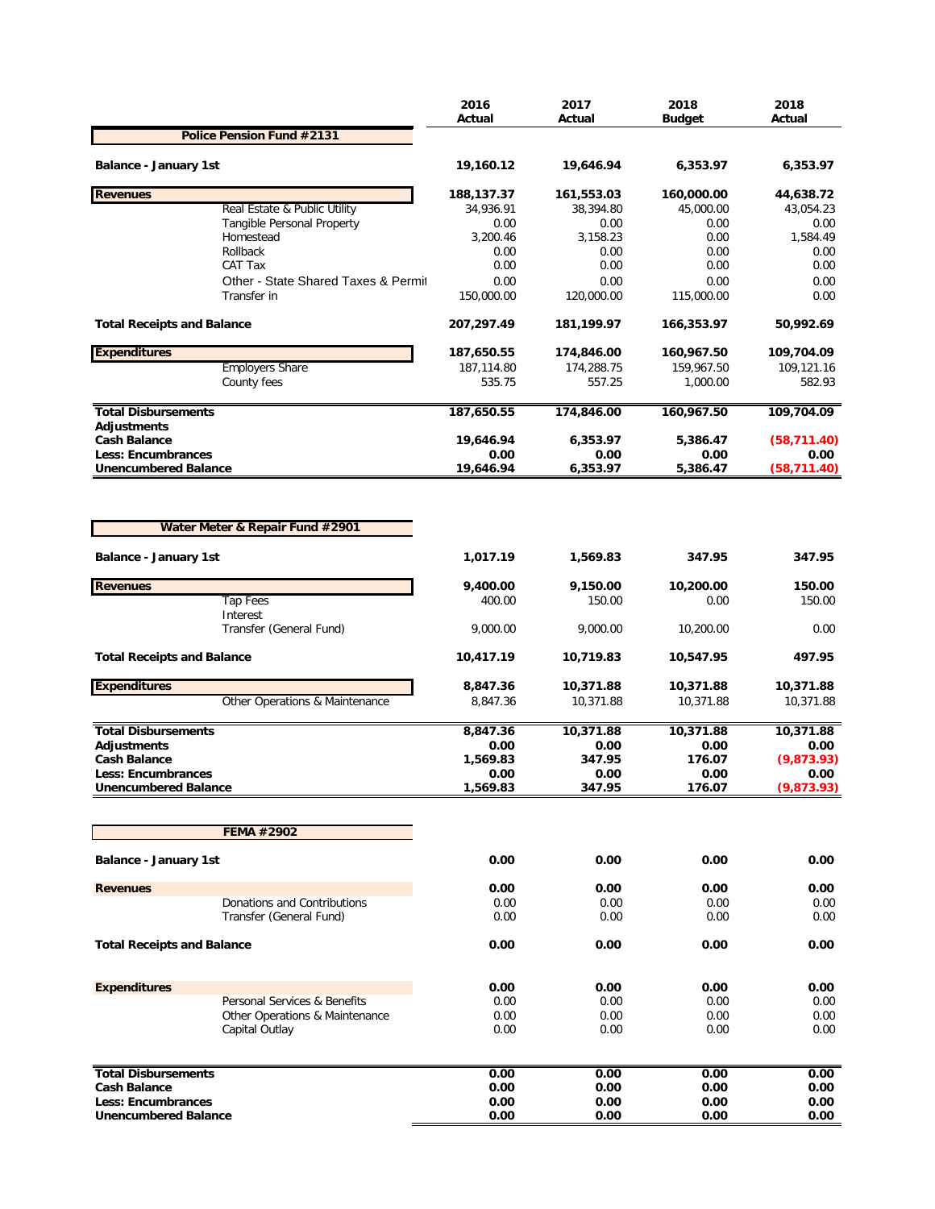## Police Pension Fund #2131

| | 2016 Actual | 2017 Actual | 2018 Budget | 2018 Actual |
|---|---|---|---|---|
| **Balance - January 1st** | **19,160.12** | **19,646.94** | **6,353.97** | **6,353.97** |
| **Revenues** | **188,137.37** | **161,553.03** | **160,000.00** | **44,638.72** |
| Real Estate & Public Utility | 34,936.91 | 38,394.80 | 45,000.00 | 43,054.23 |
| Tangible Personal Property | 0.00 | 0.00 | 0.00 | 0.00 |
| Homestead | 3,200.46 | 3,158.23 | 0.00 | 1,584.49 |
| Rollback | 0.00 | 0.00 | 0.00 | 0.00 |
| CAT Tax | 0.00 | 0.00 | 0.00 | 0.00 |
| Other - State Shared Taxes & Permit | 0.00 | 0.00 | 0.00 | 0.00 |
| Transfer in | 150,000.00 | 120,000.00 | 115,000.00 | 0.00 |
| **Total Receipts and Balance** | **207,297.49** | **181,199.97** | **166,353.97** | **50,992.69** |
| **Expenditures** | **187,650.55** | **174,846.00** | **160,967.50** | **109,704.09** |
| Employers Share | 187,114.80 | 174,288.75 | 159,967.50 | 109,121.16 |
| County fees | 535.75 | 557.25 | 1,000.00 | 582.93 |
| **Total Disbursements** | **187,650.55** | **174,846.00** | **160,967.50** | **109,704.09** |
| **Adjustments** | | | | |
| **Cash Balance** | **19,646.94** | **6,353.97** | **5,386.47** | **(58,711.40)** |
| **Less: Encumbrances** | **0.00** | **0.00** | **0.00** | **0.00** |
| **Unencumbered Balance** | **19,646.94** | **6,353.97** | **5,386.47** | **(58,711.40)** |

## Water Meter & Repair Fund #2901

| | 2016 Actual | 2017 Actual | 2018 Budget | 2018 Actual |
|---|---|---|---|---|
| **Balance - January 1st** | **1,017.19** | **1,569.83** | **347.95** | **347.95** |
| **Revenues** | **9,400.00** | **9,150.00** | **10,200.00** | **150.00** |
| Tap Fees | 400.00 | 150.00 | 0.00 | 150.00 |
| Interest | | | | |
| Transfer (General Fund) | 9,000.00 | 9,000.00 | 10,200.00 | 0.00 |
| **Total Receipts and Balance** | **10,417.19** | **10,719.83** | **10,547.95** | **497.95** |
| **Expenditures** | **8,847.36** | **10,371.88** | **10,371.88** | **10,371.88** |
| Other Operations & Maintenance | 8,847.36 | 10,371.88 | 10,371.88 | 10,371.88 |
| **Total Disbursements** | **8,847.36** | **10,371.88** | **10,371.88** | **10,371.88** |
| **Adjustments** | **0.00** | **0.00** | **0.00** | **0.00** |
| **Cash Balance** | **1,569.83** | **347.95** | **176.07** | **(9,873.93)** |
| **Less: Encumbrances** | **0.00** | **0.00** | **0.00** | **0.00** |
| **Unencumbered Balance** | **1,569.83** | **347.95** | **176.07** | **(9,873.93)** |

## FEMA #2902

| | 2016 Actual | 2017 Actual | 2018 Budget | 2018 Actual |
|---|---|---|---|---|
| **Balance - January 1st** | **0.00** | **0.00** | **0.00** | **0.00** |
| **Revenues** | **0.00** | **0.00** | **0.00** | **0.00** |
| Donations and Contributions | 0.00 | 0.00 | 0.00 | 0.00 |
| Transfer (General Fund) | 0.00 | 0.00 | 0.00 | 0.00 |
| **Total Receipts and Balance** | **0.00** | **0.00** | **0.00** | **0.00** |
| **Expenditures** | **0.00** | **0.00** | **0.00** | **0.00** |
| Personal Services & Benefits | 0.00 | 0.00 | 0.00 | 0.00 |
| Other Operations & Maintenance | 0.00 | 0.00 | 0.00 | 0.00 |
| Capital Outlay | 0.00 | 0.00 | 0.00 | 0.00 |
| **Total Disbursements** | **0.00** | **0.00** | **0.00** | **0.00** |
| **Cash Balance** | **0.00** | **0.00** | **0.00** | **0.00** |
| **Less: Encumbrances** | **0.00** | **0.00** | **0.00** | **0.00** |
| **Unencumbered Balance** | **0.00** | **0.00** | **0.00** | **0.00** |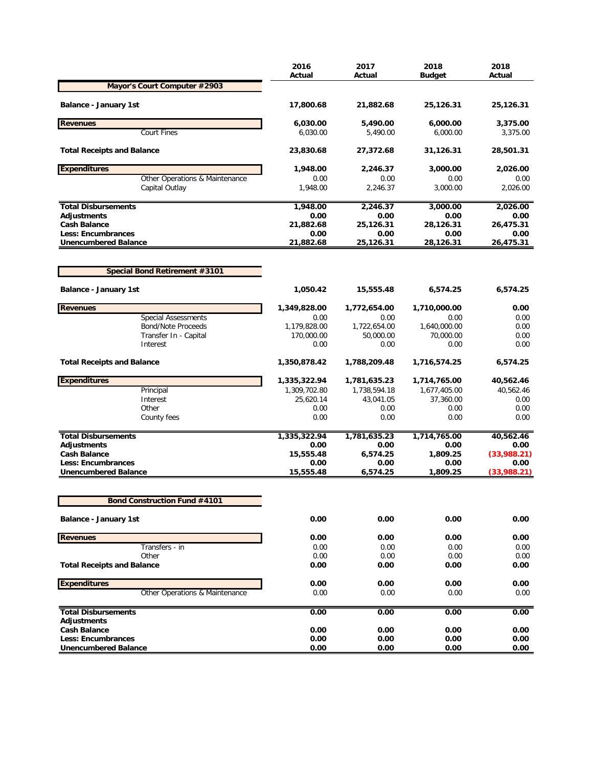| | 2016 Actual | 2017 Actual | 2018 Budget | 2018 Actual |
|---|---|---|---|---|
| **Mayor's Court Computer #2903** | | | | |
| **Balance - January 1st** | **17,800.68** | **21,882.68** | **25,126.31** | **25,126.31** |
| **Revenues** | **6,030.00** | **5,490.00** | **6,000.00** | **3,375.00** |
| Court Fines | 6,030.00 | 5,490.00 | 6,000.00 | 3,375.00 |
| **Total Receipts and Balance** | **23,830.68** | **27,372.68** | **31,126.31** | **28,501.31** |
| **Expenditures** | **1,948.00** | **2,246.37** | **3,000.00** | **2,026.00** |
| Other Operations & Maintenance | 0.00 | 0.00 | 0.00 | 0.00 |
| Capital Outlay | 1,948.00 | 2,246.37 | 3,000.00 | 2,026.00 |
| **Total Disbursements** | **1,948.00** | **2,246.37** | **3,000.00** | **2,026.00** |
| **Adjustments** | **0.00** | **0.00** | **0.00** | **0.00** |
| **Cash Balance** | **21,882.68** | **25,126.31** | **28,126.31** | **26,475.31** |
| **Less: Encumbrances** | **0.00** | **0.00** | **0.00** | **0.00** |
| **Unencumbered Balance** | **21,882.68** | **25,126.31** | **28,126.31** | **26,475.31** |

| | 2016 Actual | 2017 Actual | 2018 Budget | 2018 Actual |
|---|---|---|---|---|
| **Special Bond Retirement #3101** | | | | |
| **Balance - January 1st** | **1,050.42** | **15,555.48** | **6,574.25** | **6,574.25** |
| **Revenues** | **1,349,828.00** | **1,772,654.00** | **1,710,000.00** | **0.00** |
| Special Assessments | 0.00 | 0.00 | 0.00 | 0.00 |
| Bond/Note Proceeds | 1,179,828.00 | 1,722,654.00 | 1,640,000.00 | 0.00 |
| Transfer In - Capital | 170,000.00 | 50,000.00 | 70,000.00 | 0.00 |
| Interest | 0.00 | 0.00 | 0.00 | 0.00 |
| **Total Receipts and Balance** | **1,350,878.42** | **1,788,209.48** | **1,716,574.25** | **6,574.25** |
| **Expenditures** | **1,335,322.94** | **1,781,635.23** | **1,714,765.00** | **40,562.46** |
| Principal | 1,309,702.80 | 1,738,594.18 | 1,677,405.00 | 40,562.46 |
| Interest | 25,620.14 | 43,041.05 | 37,360.00 | 0.00 |
| Other | 0.00 | 0.00 | 0.00 | 0.00 |
| County fees | 0.00 | 0.00 | 0.00 | 0.00 |
| **Total Disbursements** | **1,335,322.94** | **1,781,635.23** | **1,714,765.00** | **40,562.46** |
| **Adjustments** | **0.00** | **0.00** | **0.00** | **0.00** |
| **Cash Balance** | **15,555.48** | **6,574.25** | **1,809.25** | **(33,988.21)** |
| **Less: Encumbrances** | **0.00** | **0.00** | **0.00** | **0.00** |
| **Unencumbered Balance** | **15,555.48** | **6,574.25** | **1,809.25** | **(33,988.21)** |

| | 2016 Actual | 2017 Actual | 2018 Budget | 2018 Actual |
|---|---|---|---|---|
| **Bond Construction Fund #4101** | | | | |
| **Balance - January 1st** | **0.00** | **0.00** | **0.00** | **0.00** |
| **Revenues** | **0.00** | **0.00** | **0.00** | **0.00** |
| Transfers - in | 0.00 | 0.00 | 0.00 | 0.00 |
| Other | 0.00 | 0.00 | 0.00 | 0.00 |
| **Total Receipts and Balance** | **0.00** | **0.00** | **0.00** | **0.00** |
| **Expenditures** | **0.00** | **0.00** | **0.00** | **0.00** |
| Other Operations & Maintenance | 0.00 | 0.00 | 0.00 | 0.00 |
| **Total Disbursements** | **0.00** | **0.00** | **0.00** | **0.00** |
| **Adjustments** | | | | |
| **Cash Balance** | **0.00** | **0.00** | **0.00** | **0.00** |
| **Less: Encumbrances** | **0.00** | **0.00** | **0.00** | **0.00** |
| **Unencumbered Balance** | **0.00** | **0.00** | **0.00** | **0.00** |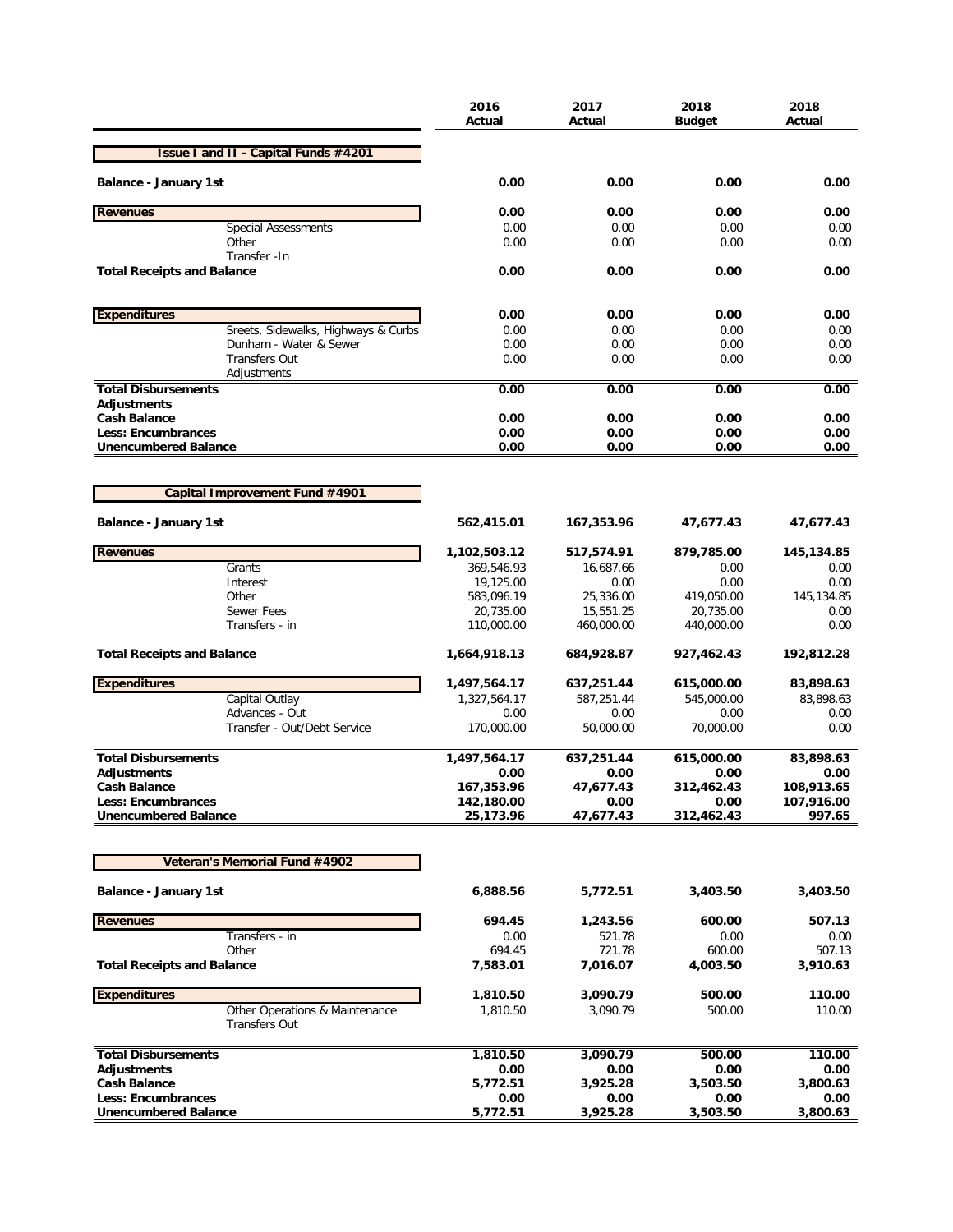| | 2016 Actual | 2017 Actual | 2018 Budget | 2018 Actual |
|---|---|---|---|---|
| **Issue I and II - Capital Funds #4201** | | | | |
| **Balance - January 1st** | **0.00** | **0.00** | **0.00** | **0.00** |
| **Revenues** | **0.00** | **0.00** | **0.00** | **0.00** |
| Special Assessments | 0.00 | 0.00 | 0.00 | 0.00 |
| Other | 0.00 | 0.00 | 0.00 | 0.00 |
| Transfer -In | | | | |
| **Total Receipts and Balance** | **0.00** | **0.00** | **0.00** | **0.00** |
| **Expenditures** | **0.00** | **0.00** | **0.00** | **0.00** |
| Sreets, Sidewalks, Highways & Curbs | 0.00 | 0.00 | 0.00 | 0.00 |
| Dunham - Water & Sewer | 0.00 | 0.00 | 0.00 | 0.00 |
| Transfers Out | 0.00 | 0.00 | 0.00 | 0.00 |
| Adjustments | | | | |
| **Total Disbursements** | **0.00** | **0.00** | **0.00** | **0.00** |
| **Adjustments** | | | | |
| **Cash Balance** | **0.00** | **0.00** | **0.00** | **0.00** |
| **Less: Encumbrances** | **0.00** | **0.00** | **0.00** | **0.00** |
| **Unencumbered Balance** | **0.00** | **0.00** | **0.00** | **0.00** |

| | 2016 Actual | 2017 Actual | 2018 Budget | 2018 Actual |
|---|---|---|---|---|
| **Capital Improvement Fund #4901** | | | | |
| **Balance - January 1st** | **562,415.01** | **167,353.96** | **47,677.43** | **47,677.43** |
| **Revenues** | **1,102,503.12** | **517,574.91** | **879,785.00** | **145,134.85** |
| Grants | 369,546.93 | 16,687.66 | 0.00 | 0.00 |
| Interest | 19,125.00 | 0.00 | 0.00 | 0.00 |
| Other | 583,096.19 | 25,336.00 | 419,050.00 | 145,134.85 |
| Sewer Fees | 20,735.00 | 15,551.25 | 20,735.00 | 0.00 |
| Transfers - in | 110,000.00 | 460,000.00 | 440,000.00 | 0.00 |
| **Total Receipts and Balance** | **1,664,918.13** | **684,928.87** | **927,462.43** | **192,812.28** |
| **Expenditures** | **1,497,564.17** | **637,251.44** | **615,000.00** | **83,898.63** |
| Capital Outlay | 1,327,564.17 | 587,251.44 | 545,000.00 | 83,898.63 |
| Advances - Out | 0.00 | 0.00 | 0.00 | 0.00 |
| Transfer - Out/Debt Service | 170,000.00 | 50,000.00 | 70,000.00 | 0.00 |
| **Total Disbursements** | **1,497,564.17** | **637,251.44** | **615,000.00** | **83,898.63** |
| **Adjustments** | **0.00** | **0.00** | **0.00** | **0.00** |
| **Cash Balance** | **167,353.96** | **47,677.43** | **312,462.43** | **108,913.65** |
| **Less: Encumbrances** | **142,180.00** | **0.00** | **0.00** | **107,916.00** |
| **Unencumbered Balance** | **25,173.96** | **47,677.43** | **312,462.43** | **997.65** |

| | 2016 Actual | 2017 Actual | 2018 Budget | 2018 Actual |
|---|---|---|---|---|
| **Veteran's Memorial Fund #4902** | | | | |
| **Balance - January 1st** | **6,888.56** | **5,772.51** | **3,403.50** | **3,403.50** |
| **Revenues** | **694.45** | **1,243.56** | **600.00** | **507.13** |
| Transfers - in | 0.00 | 521.78 | 0.00 | 0.00 |
| Other | 694.45 | 721.78 | 600.00 | 507.13 |
| **Total Receipts and Balance** | **7,583.01** | **7,016.07** | **4,003.50** | **3,910.63** |
| **Expenditures** | **1,810.50** | **3,090.79** | **500.00** | **110.00** |
| Other Operations & Maintenance | 1,810.50 | 3,090.79 | 500.00 | 110.00 |
| Transfers Out | | | | |
| **Total Disbursements** | **1,810.50** | **3,090.79** | **500.00** | **110.00** |
| **Adjustments** | **0.00** | **0.00** | **0.00** | **0.00** |
| **Cash Balance** | **5,772.51** | **3,925.28** | **3,503.50** | **3,800.63** |
| **Less: Encumbrances** | **0.00** | **0.00** | **0.00** | **0.00** |
| **Unencumbered Balance** | **5,772.51** | **3,925.28** | **3,503.50** | **3,800.63** |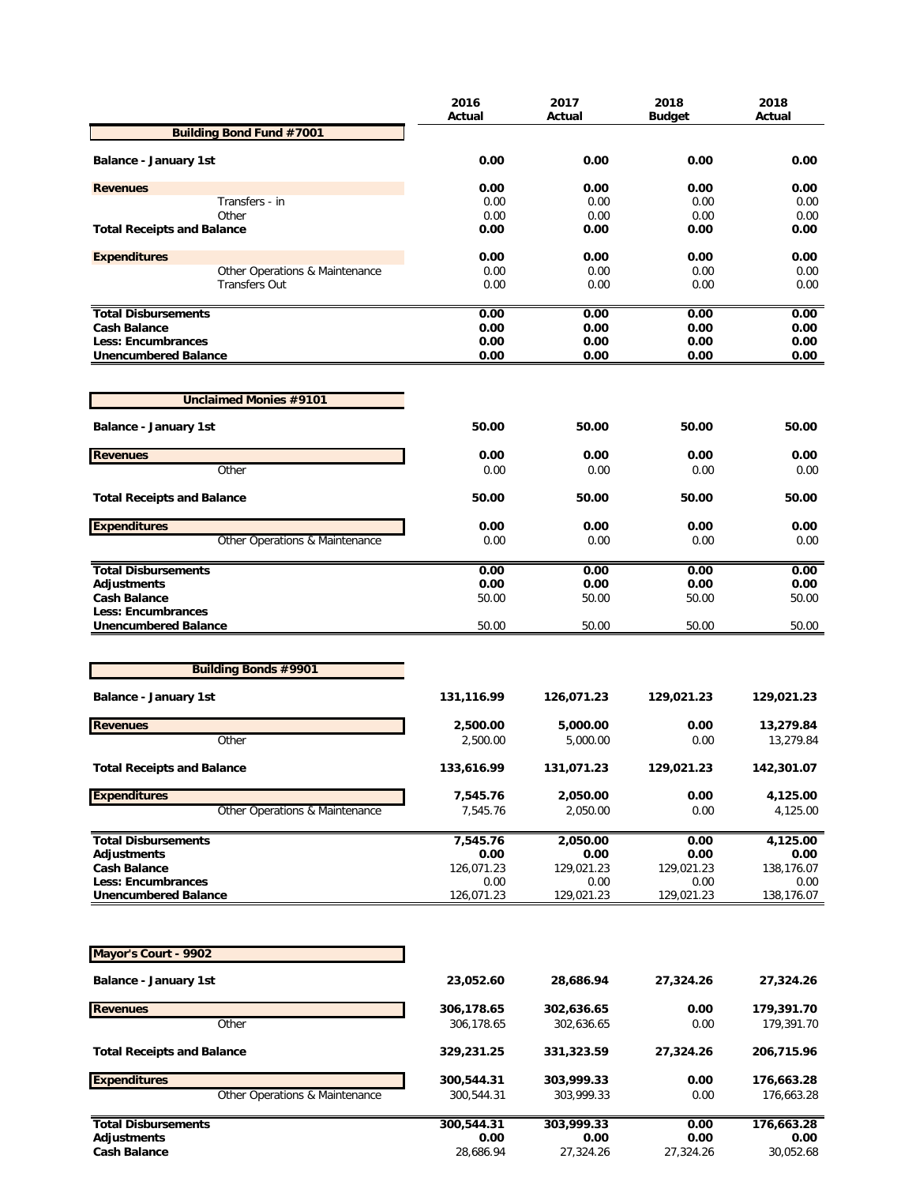| | 2016 Actual | 2017 Actual | 2018 Budget | 2018 Actual |
|---|---|---|---|---|
| **Building Bond Fund #7001** | | | | |
| **Balance - January 1st** | **0.00** | **0.00** | **0.00** | **0.00** |
| **Revenues** | **0.00** | **0.00** | **0.00** | **0.00** |
| Transfers - in | 0.00 | 0.00 | 0.00 | 0.00 |
| Other | 0.00 | 0.00 | 0.00 | 0.00 |
| **Total Receipts and Balance** | **0.00** | **0.00** | **0.00** | **0.00** |
| **Expenditures** | **0.00** | **0.00** | **0.00** | **0.00** |
| Other Operations & Maintenance | 0.00 | 0.00 | 0.00 | 0.00 |
| Transfers Out | 0.00 | 0.00 | 0.00 | 0.00 |
| **Total Disbursements** | **0.00** | **0.00** | **0.00** | **0.00** |
| **Cash Balance** | **0.00** | **0.00** | **0.00** | **0.00** |
| **Less: Encumbrances** | **0.00** | **0.00** | **0.00** | **0.00** |
| **Unencumbered Balance** | **0.00** | **0.00** | **0.00** | **0.00** |

| | 2016 Actual | 2017 Actual | 2018 Budget | 2018 Actual |
|---|---|---|---|---|
| **Unclaimed Monies #9101** | | | | |
| **Balance - January 1st** | **50.00** | **50.00** | **50.00** | **50.00** |
| **Revenues** | **0.00** | **0.00** | **0.00** | **0.00** |
| Other | 0.00 | 0.00 | 0.00 | 0.00 |
| **Total Receipts and Balance** | **50.00** | **50.00** | **50.00** | **50.00** |
| **Expenditures** | **0.00** | **0.00** | **0.00** | **0.00** |
| Other Operations & Maintenance | 0.00 | 0.00 | 0.00 | 0.00 |
| **Total Disbursements** | **0.00** | **0.00** | **0.00** | **0.00** |
| **Adjustments** | **0.00** | **0.00** | **0.00** | **0.00** |
| **Cash Balance** | 50.00 | 50.00 | 50.00 | 50.00 |
| **Less: Encumbrances** | | | | |
| **Unencumbered Balance** | 50.00 | 50.00 | 50.00 | 50.00 |

| | 2016 Actual | 2017 Actual | 2018 Budget | 2018 Actual |
|---|---|---|---|---|
| **Building Bonds #9901** | | | | |
| **Balance - January 1st** | **131,116.99** | **126,071.23** | **129,021.23** | **129,021.23** |
| **Revenues** | **2,500.00** | **5,000.00** | **0.00** | **13,279.84** |
| Other | 2,500.00 | 5,000.00 | 0.00 | 13,279.84 |
| **Total Receipts and Balance** | **133,616.99** | **131,071.23** | **129,021.23** | **142,301.07** |
| **Expenditures** | **7,545.76** | **2,050.00** | **0.00** | **4,125.00** |
| Other Operations & Maintenance | 7,545.76 | 2,050.00 | 0.00 | 4,125.00 |
| **Total Disbursements** | **7,545.76** | **2,050.00** | **0.00** | **4,125.00** |
| **Adjustments** | **0.00** | **0.00** | **0.00** | **0.00** |
| **Cash Balance** | 126,071.23 | 129,021.23 | 129,021.23 | 138,176.07 |
| **Less: Encumbrances** | 0.00 | 0.00 | 0.00 | 0.00 |
| **Unencumbered Balance** | 126,071.23 | 129,021.23 | 129,021.23 | 138,176.07 |

| | 2016 Actual | 2017 Actual | 2018 Budget | 2018 Actual |
|---|---|---|---|---|
| **Mayor's Court - 9902** | | | | |
| **Balance - January 1st** | **23,052.60** | **28,686.94** | **27,324.26** | **27,324.26** |
| **Revenues** | **306,178.65** | **302,636.65** | **0.00** | **179,391.70** |
| Other | 306,178.65 | 302,636.65 | 0.00 | 179,391.70 |
| **Total Receipts and Balance** | **329,231.25** | **331,323.59** | **27,324.26** | **206,715.96** |
| **Expenditures** | **300,544.31** | **303,999.33** | **0.00** | **176,663.28** |
| Other Operations & Maintenance | 300,544.31 | 303,999.33 | 0.00 | 176,663.28 |
| **Total Disbursements** | **300,544.31** | **303,999.33** | **0.00** | **176,663.28** |
| **Adjustments** | **0.00** | **0.00** | **0.00** | **0.00** |
| **Cash Balance** | 28,686.94 | 27,324.26 | 27,324.26 | 30,052.68 |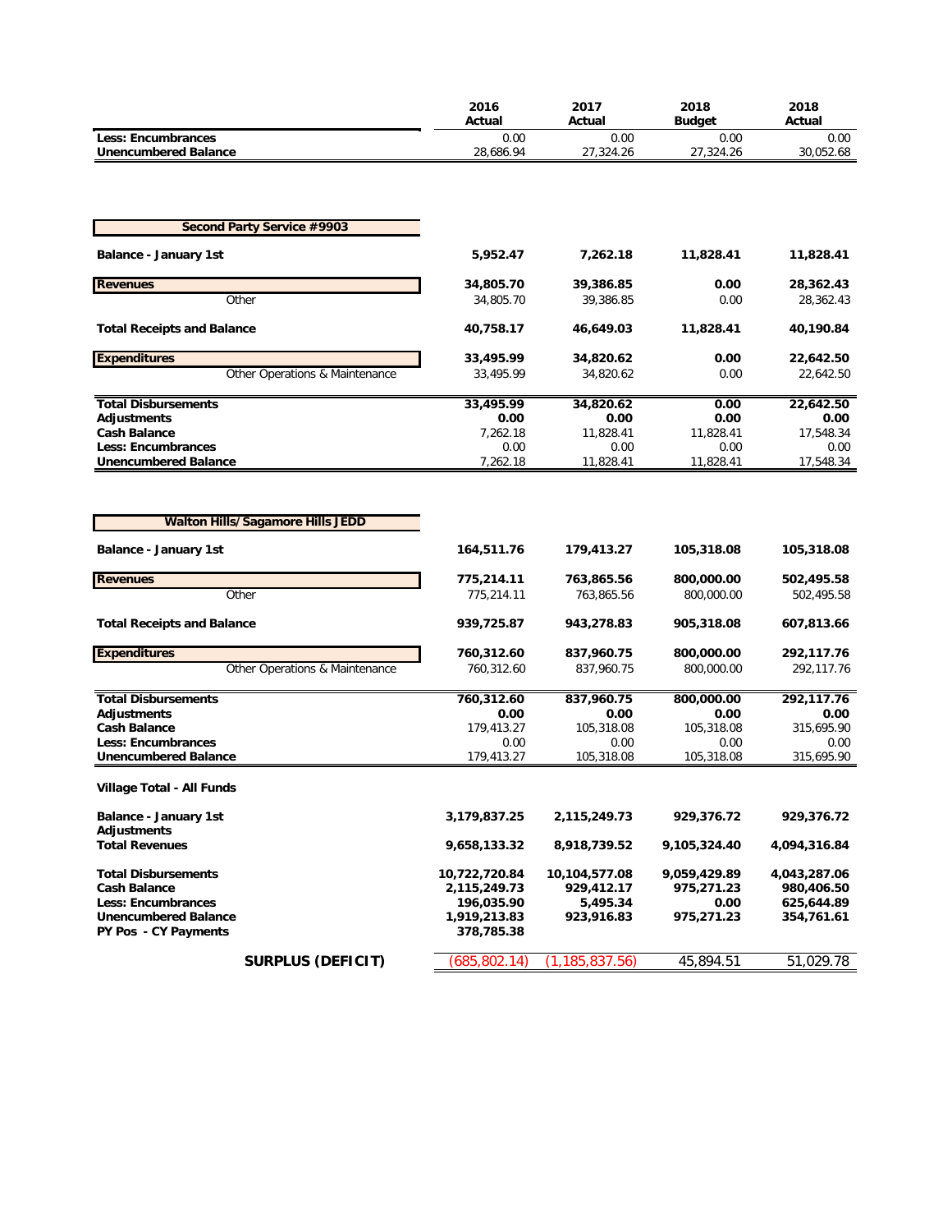| | 2016 Actual | 2017 Actual | 2018 Budget | 2018 Actual |
|---|---|---|---|---|
| **Less: Encumbrances** | 0.00 | 0.00 | 0.00 | 0.00 |
| **Unencumbered Balance** | 28,686.94 | 27,324.26 | 27,324.26 | 30,052.68 |

| **Second Party Service #9903** | | | | |
|---|---|---|---|---|
| **Balance - January 1st** | **5,952.47** | **7,262.18** | **11,828.41** | **11,828.41** |
| **Revenues** | **34,805.70** | **39,386.85** | **0.00** | **28,362.43** |
| Other | 34,805.70 | 39,386.85 | 0.00 | 28,362.43 |
| **Total Receipts and Balance** | **40,758.17** | **46,649.03** | **11,828.41** | **40,190.84** |
| **Expenditures** | **33,495.99** | **34,820.62** | **0.00** | **22,642.50** |
| Other Operations & Maintenance | 33,495.99 | 34,820.62 | 0.00 | 22,642.50 |
| **Total Disbursements** | **33,495.99** | **34,820.62** | **0.00** | **22,642.50** |
| **Adjustments** | **0.00** | **0.00** | **0.00** | **0.00** |
| **Cash Balance** | 7,262.18 | 11,828.41 | 11,828.41 | 17,548.34 |
| **Less: Encumbrances** | 0.00 | 0.00 | 0.00 | 0.00 |
| **Unencumbered Balance** | 7,262.18 | 11,828.41 | 11,828.41 | 17,548.34 |

| **Walton Hills/Sagamore Hills JEDD** | | | | |
|---|---|---|---|---|
| **Balance - January 1st** | **164,511.76** | **179,413.27** | **105,318.08** | **105,318.08** |
| **Revenues** | **775,214.11** | **763,865.56** | **800,000.00** | **502,495.58** |
| Other | 775,214.11 | 763,865.56 | 800,000.00 | 502,495.58 |
| **Total Receipts and Balance** | **939,725.87** | **943,278.83** | **905,318.08** | **607,813.66** |
| **Expenditures** | **760,312.60** | **837,960.75** | **800,000.00** | **292,117.76** |
| Other Operations & Maintenance | 760,312.60 | 837,960.75 | 800,000.00 | 292,117.76 |
| **Total Disbursements** | **760,312.60** | **837,960.75** | **800,000.00** | **292,117.76** |
| **Adjustments** | **0.00** | **0.00** | **0.00** | **0.00** |
| **Cash Balance** | 179,413.27 | 105,318.08 | 105,318.08 | 315,695.90 |
| **Less: Encumbrances** | 0.00 | 0.00 | 0.00 | 0.00 |
| **Unencumbered Balance** | 179,413.27 | 105,318.08 | 105,318.08 | 315,695.90 |

| **Village Total - All Funds** | | | | |
|---|---|---|---|---|
| **Balance - January 1st** | **3,179,837.25** | **2,115,249.73** | **929,376.72** | **929,376.72** |
| **Adjustments** | | | | |
| **Total Revenues** | **9,658,133.32** | **8,918,739.52** | **9,105,324.40** | **4,094,316.84** |
| **Total Disbursements** | **10,722,720.84** | **10,104,577.08** | **9,059,429.89** | **4,043,287.06** |
| **Cash Balance** | **2,115,249.73** | **929,412.17** | **975,271.23** | **980,406.50** |
| **Less: Encumbrances** | **196,035.90** | **5,495.34** | **0.00** | **625,644.89** |
| **Unencumbered Balance** | **1,919,213.83** | **923,916.83** | **975,271.23** | **354,761.61** |
| **PY Pos - CY Payments** | **378,785.38** | | | |
| **SURPLUS (DEFICIT)** | (685,802.14) | (1,185,837.56) | 45,894.51 | 51,029.78 |